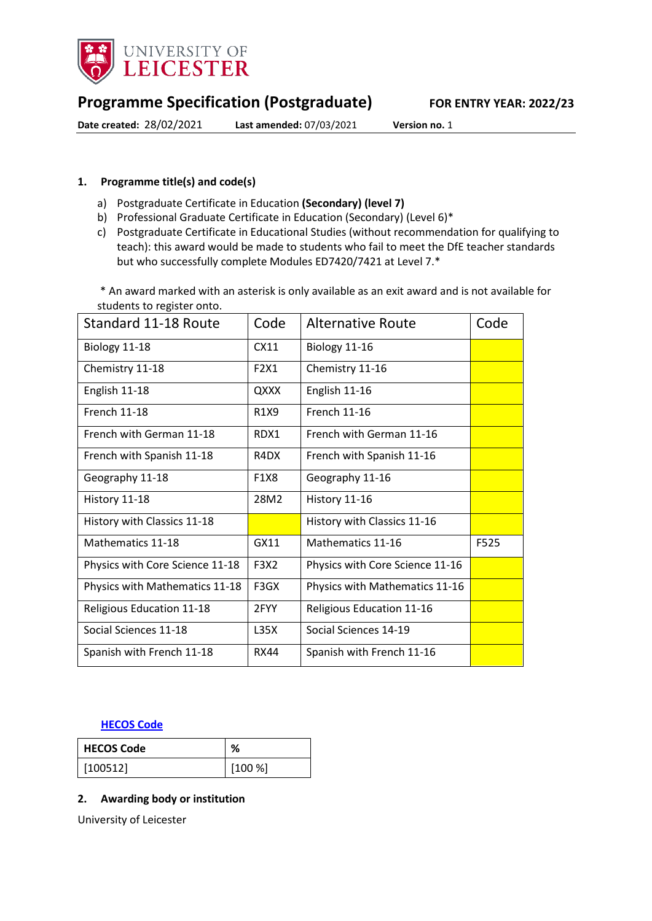# Programme Specification (Postgraduate)

**FOR ENTRY YEAR: 2022/23**

**Date created:** 28/02/2021 **Last amended:** 07/03/2021 **Version no.** 1

## 1. Programme title(s) and code(s)

a) Postgraduate Certificate in Education **(Secondary) (level 7)**
b) Professional Graduate Certificate in Education (Secondary) (Level 6)*
c) Postgraduate Certificate in Educational Studies (without recommendation for qualifying to teach): this award would be made to students who fail to meet the DfE teacher standards but who successfully complete Modules ED7420/7421 at Level 7.*

\* An award marked with an asterisk is only available as an exit award and is not available for students to register onto.

| Standard 11-18 Route | Code | Alternative Route | Code |
|---|---|---|---|
| Biology 11-18 | CX11 | Biology 11-16 | |
| Chemistry 11-18 | F2X1 | Chemistry 11-16 | |
| English 11-18 | QXXX | English 11-16 | |
| French 11-18 | R1X9 | French 11-16 | |
| French with German 11-18 | RDX1 | French with German 11-16 | |
| French with Spanish 11-18 | R4DX | French with Spanish 11-16 | |
| Geography 11-18 | F1X8 | Geography 11-16 | |
| History 11-18 | 28M2 | History 11-16 | |
| History with Classics 11-18 | | History with Classics 11-16 | |
| Mathematics 11-18 | GX11 | Mathematics 11-16 | F525 |
| Physics with Core Science 11-18 | F3X2 | Physics with Core Science 11-16 | |
| Physics with Mathematics 11-18 | F3GX | Physics with Mathematics 11-16 | |
| Religious Education 11-18 | 2FYY | Religious Education 11-16 | |
| Social Sciences 11-18 | L35X | Social Sciences 14-19 | |
| Spanish with French 11-18 | RX44 | Spanish with French 11-16 | |

[HECOS Code](#)

| HECOS Code | % |
|---|---|
| [100512] | [100 %] |

## 2. Awarding body or institution

University of Leicester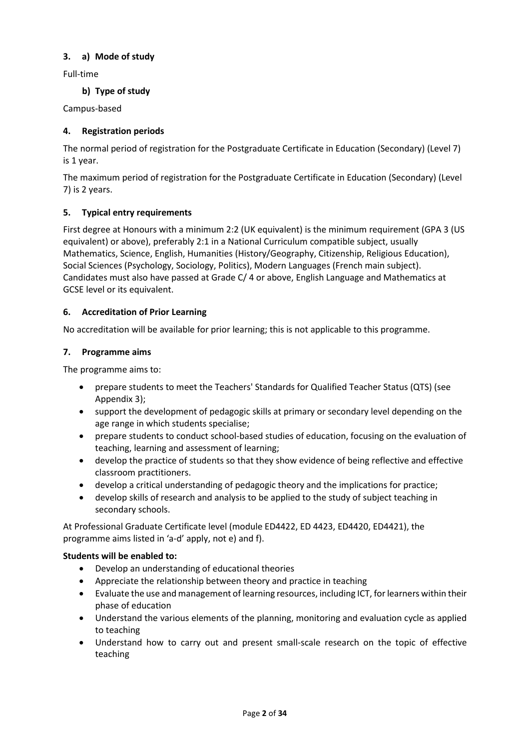## 3. a) Mode of study

Full-time

### b) Type of study

Campus-based

## 4. Registration periods

The normal period of registration for the Postgraduate Certificate in Education (Secondary) (Level 7) is 1 year.

The maximum period of registration for the Postgraduate Certificate in Education (Secondary) (Level 7) is 2 years.

## 5. Typical entry requirements

First degree at Honours with a minimum 2:2 (UK equivalent) is the minimum requirement (GPA 3 (US equivalent) or above), preferably 2:1 in a National Curriculum compatible subject, usually Mathematics, Science, English, Humanities (History/Geography, Citizenship, Religious Education), Social Sciences (Psychology, Sociology, Politics), Modern Languages (French main subject). Candidates must also have passed at Grade C/ 4 or above, English Language and Mathematics at GCSE level or its equivalent.

## 6. Accreditation of Prior Learning

No accreditation will be available for prior learning; this is not applicable to this programme.

## 7. Programme aims

The programme aims to:

- prepare students to meet the Teachers' Standards for Qualified Teacher Status (QTS) (see Appendix 3);
- support the development of pedagogic skills at primary or secondary level depending on the age range in which students specialise;
- prepare students to conduct school-based studies of education, focusing on the evaluation of teaching, learning and assessment of learning;
- develop the practice of students so that they show evidence of being reflective and effective classroom practitioners.
- develop a critical understanding of pedagogic theory and the implications for practice;
- develop skills of research and analysis to be applied to the study of subject teaching in secondary schools.

At Professional Graduate Certificate level (module ED4422, ED 4423, ED4420, ED4421), the programme aims listed in 'a-d' apply, not e) and f).

**Students will be enabled to:**

- Develop an understanding of educational theories
- Appreciate the relationship between theory and practice in teaching
- Evaluate the use and management of learning resources, including ICT, for learners within their phase of education
- Understand the various elements of the planning, monitoring and evaluation cycle as applied to teaching
- Understand how to carry out and present small-scale research on the topic of effective teaching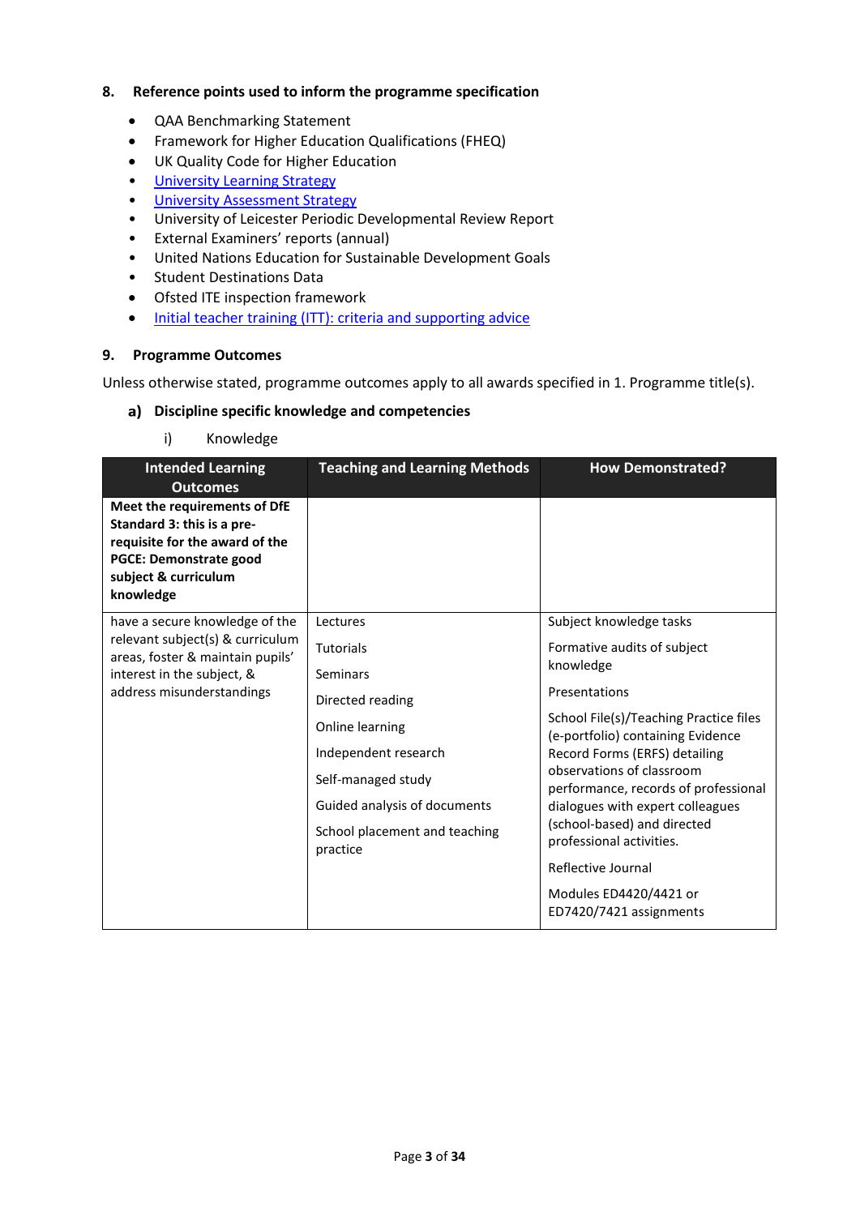## 8. Reference points used to inform the programme specification

- QAA Benchmarking Statement
- Framework for Higher Education Qualifications (FHEQ)
- UK Quality Code for Higher Education
- University Learning Strategy
- University Assessment Strategy
- University of Leicester Periodic Developmental Review Report
- External Examiners' reports (annual)
- United Nations Education for Sustainable Development Goals
- Student Destinations Data
- Ofsted ITE inspection framework
- Initial teacher training (ITT): criteria and supporting advice

## 9. Programme Outcomes

Unless otherwise stated, programme outcomes apply to all awards specified in 1. Programme title(s).

### a) Discipline specific knowledge and competencies

i) Knowledge

| Intended Learning Outcomes | Teaching and Learning Methods | How Demonstrated? |
|---|---|---|
| **Meet the requirements of DfE Standard 3: this is a pre-requisite for the award of the PGCE: Demonstrate good subject & curriculum knowledge** | | |
| have a secure knowledge of the relevant subject(s) & curriculum areas, foster & maintain pupils' interest in the subject, & address misunderstandings | Lectures<br>Tutorials<br>Seminars<br>Directed reading<br>Online learning<br>Independent research<br>Self-managed study<br>Guided analysis of documents<br>School placement and teaching practice | Subject knowledge tasks<br>Formative audits of subject knowledge<br>Presentations<br>School File(s)/Teaching Practice files (e-portfolio) containing Evidence Record Forms (ERFS) detailing observations of classroom performance, records of professional dialogues with expert colleagues (school-based) and directed professional activities.<br>Reflective Journal<br>Modules ED4420/4421 or ED7420/7421 assignments |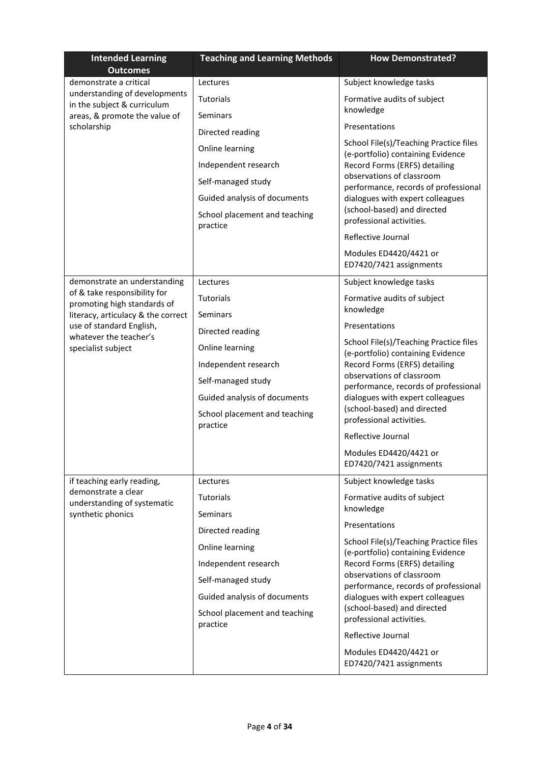| Intended Learning Outcomes | Teaching and Learning Methods | How Demonstrated? |
| --- | --- | --- |
| demonstrate a critical understanding of developments in the subject & curriculum areas, & promote the value of scholarship | Lectures<br>Tutorials<br>Seminars<br>Directed reading<br>Online learning<br>Independent research<br>Self-managed study<br>Guided analysis of documents<br>School placement and teaching practice | Subject knowledge tasks<br>Formative audits of subject knowledge<br>Presentations<br>School File(s)/Teaching Practice files (e-portfolio) containing Evidence Record Forms (ERFS) detailing observations of classroom performance, records of professional dialogues with expert colleagues (school-based) and directed professional activities.<br>Reflective Journal<br>Modules ED4420/4421 or ED7420/7421 assignments |
| demonstrate an understanding of & take responsibility for promoting high standards of literacy, articulacy & the correct use of standard English, whatever the teacher's specialist subject | Lectures<br>Tutorials<br>Seminars<br>Directed reading<br>Online learning<br>Independent research<br>Self-managed study<br>Guided analysis of documents<br>School placement and teaching practice | Subject knowledge tasks<br>Formative audits of subject knowledge<br>Presentations<br>School File(s)/Teaching Practice files (e-portfolio) containing Evidence Record Forms (ERFS) detailing observations of classroom performance, records of professional dialogues with expert colleagues (school-based) and directed professional activities.<br>Reflective Journal<br>Modules ED4420/4421 or ED7420/7421 assignments |
| if teaching early reading, demonstrate a clear understanding of systematic synthetic phonics | Lectures<br>Tutorials<br>Seminars<br>Directed reading<br>Online learning<br>Independent research<br>Self-managed study<br>Guided analysis of documents<br>School placement and teaching practice | Subject knowledge tasks<br>Formative audits of subject knowledge<br>Presentations<br>School File(s)/Teaching Practice files (e-portfolio) containing Evidence Record Forms (ERFS) detailing observations of classroom performance, records of professional dialogues with expert colleagues (school-based) and directed professional activities.<br>Reflective Journal<br>Modules ED4420/4421 or ED7420/7421 assignments |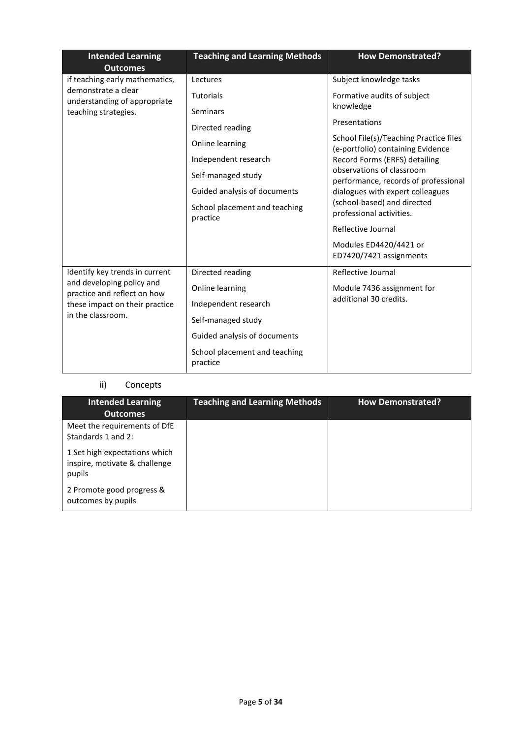| Intended Learning Outcomes | Teaching and Learning Methods | How Demonstrated? |
|---|---|---|
| if teaching early mathematics, demonstrate a clear understanding of appropriate teaching strategies. | Lectures<br><br>Tutorials<br><br>Seminars<br><br>Directed reading<br><br>Online learning<br><br>Independent research<br><br>Self-managed study<br><br>Guided analysis of documents<br><br>School placement and teaching practice | Subject knowledge tasks<br><br>Formative audits of subject knowledge<br><br>Presentations<br><br>School File(s)/Teaching Practice files (e-portfolio) containing Evidence Record Forms (ERFS) detailing observations of classroom performance, records of professional dialogues with expert colleagues (school-based) and directed professional activities.<br><br>Reflective Journal<br><br>Modules ED4420/4421 or ED7420/7421 assignments |
| Identify key trends in current and developing policy and practice and reflect on how these impact on their practice in the classroom. | Directed reading<br><br>Online learning<br><br>Independent research<br><br>Self-managed study<br><br>Guided analysis of documents<br><br>School placement and teaching practice | Reflective Journal<br><br>Module 7436 assignment for additional 30 credits. |

ii) Concepts

| Intended Learning Outcomes | Teaching and Learning Methods | How Demonstrated? |
|---|---|---|
| Meet the requirements of DfE Standards 1 and 2:<br><br>1 Set high expectations which inspire, motivate & challenge pupils<br><br>2 Promote good progress & outcomes by pupils | | |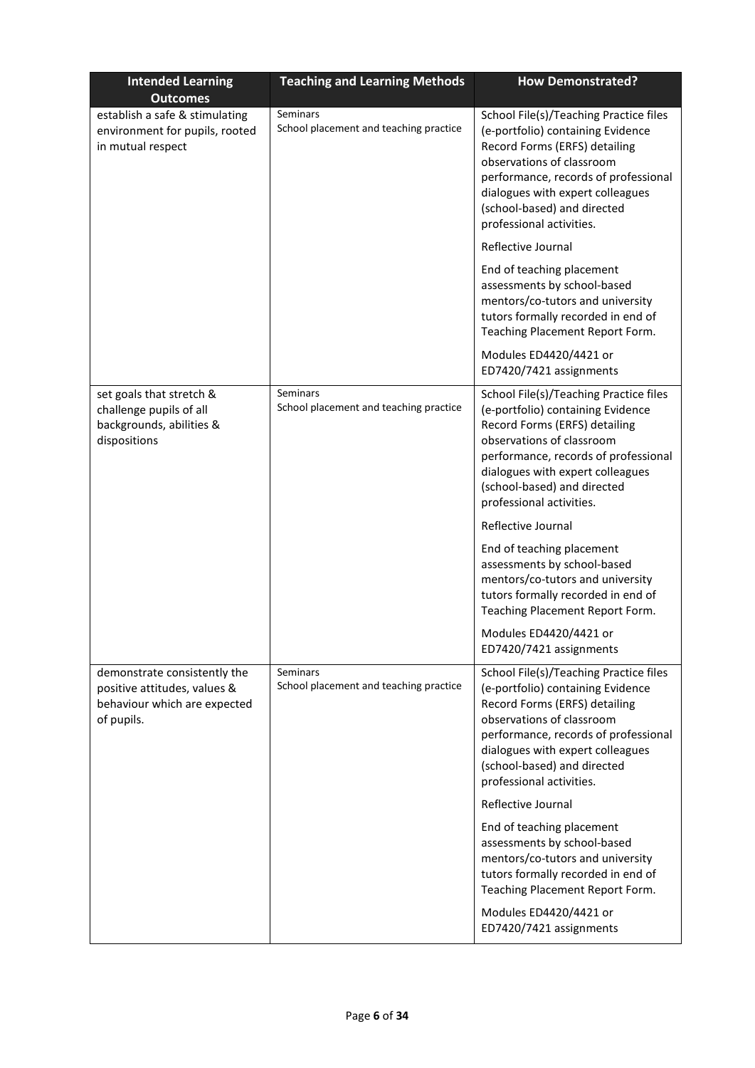| Intended Learning Outcomes | Teaching and Learning Methods | How Demonstrated? |
|---|---|---|
| establish a safe & stimulating environment for pupils, rooted in mutual respect | Seminars<br>School placement and teaching practice | School File(s)/Teaching Practice files (e-portfolio) containing Evidence Record Forms (ERFS) detailing observations of classroom performance, records of professional dialogues with expert colleagues (school-based) and directed professional activities.<br><br>Reflective Journal<br><br>End of teaching placement assessments by school-based mentors/co-tutors and university tutors formally recorded in end of Teaching Placement Report Form.<br><br>Modules ED4420/4421 or ED7420/7421 assignments |
| set goals that stretch & challenge pupils of all backgrounds, abilities & dispositions | Seminars<br>School placement and teaching practice | School File(s)/Teaching Practice files (e-portfolio) containing Evidence Record Forms (ERFS) detailing observations of classroom performance, records of professional dialogues with expert colleagues (school-based) and directed professional activities.<br><br>Reflective Journal<br><br>End of teaching placement assessments by school-based mentors/co-tutors and university tutors formally recorded in end of Teaching Placement Report Form.<br><br>Modules ED4420/4421 or ED7420/7421 assignments |
| demonstrate consistently the positive attitudes, values & behaviour which are expected of pupils. | Seminars<br>School placement and teaching practice | School File(s)/Teaching Practice files (e-portfolio) containing Evidence Record Forms (ERFS) detailing observations of classroom performance, records of professional dialogues with expert colleagues (school-based) and directed professional activities.<br><br>Reflective Journal<br><br>End of teaching placement assessments by school-based mentors/co-tutors and university tutors formally recorded in end of Teaching Placement Report Form.<br><br>Modules ED4420/4421 or ED7420/7421 assignments |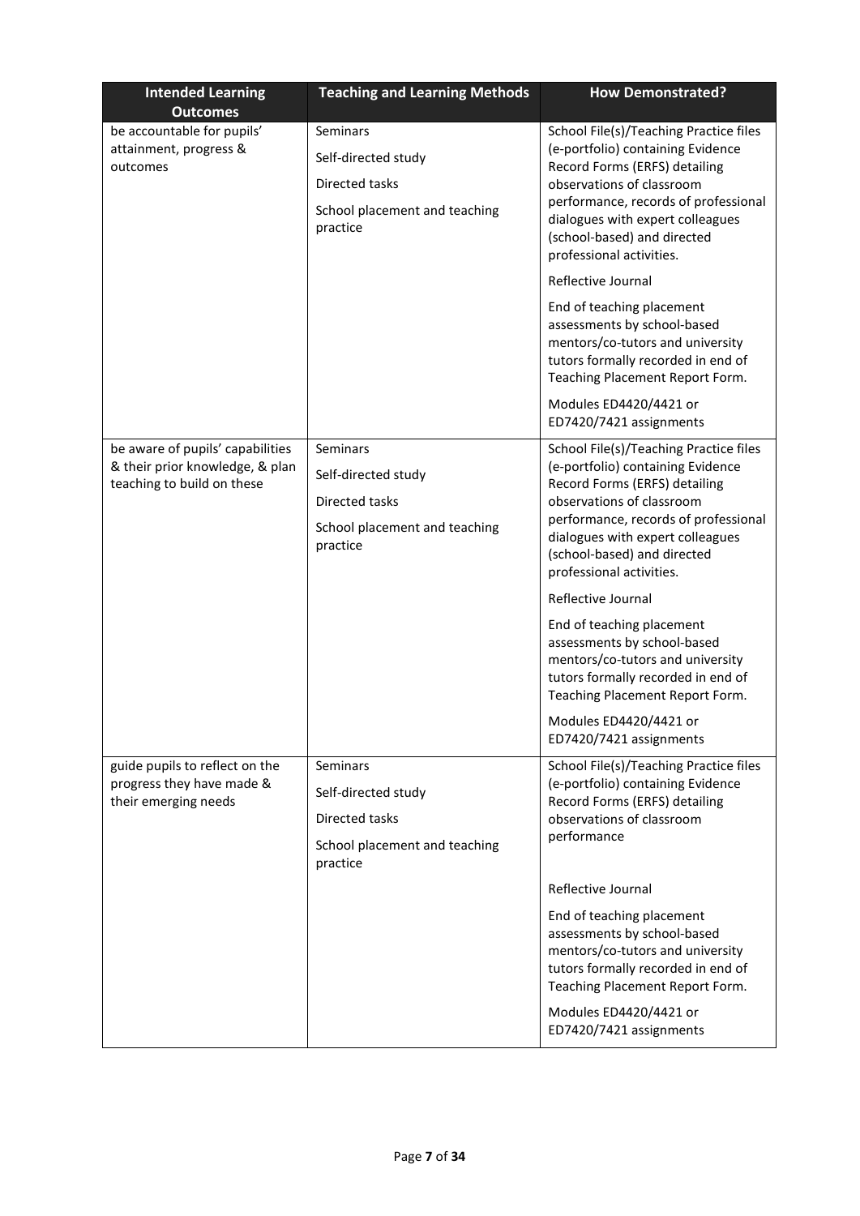| Intended Learning Outcomes | Teaching and Learning Methods | How Demonstrated? |
| --- | --- | --- |
| be accountable for pupils' attainment, progress & outcomes | Seminars<br><br>Self-directed study<br><br>Directed tasks<br><br>School placement and teaching practice | School File(s)/Teaching Practice files (e-portfolio) containing Evidence Record Forms (ERFS) detailing observations of classroom performance, records of professional dialogues with expert colleagues (school-based) and directed professional activities.<br><br>Reflective Journal<br><br>End of teaching placement assessments by school-based mentors/co-tutors and university tutors formally recorded in end of Teaching Placement Report Form.<br><br>Modules ED4420/4421 or ED7420/7421 assignments |
| be aware of pupils' capabilities & their prior knowledge, & plan teaching to build on these | Seminars<br><br>Self-directed study<br><br>Directed tasks<br><br>School placement and teaching practice | School File(s)/Teaching Practice files (e-portfolio) containing Evidence Record Forms (ERFS) detailing observations of classroom performance, records of professional dialogues with expert colleagues (school-based) and directed professional activities.<br><br>Reflective Journal<br><br>End of teaching placement assessments by school-based mentors/co-tutors and university tutors formally recorded in end of Teaching Placement Report Form.<br><br>Modules ED4420/4421 or ED7420/7421 assignments |
| guide pupils to reflect on the progress they have made & their emerging needs | Seminars<br><br>Self-directed study<br><br>Directed tasks<br><br>School placement and teaching practice | School File(s)/Teaching Practice files (e-portfolio) containing Evidence Record Forms (ERFS) detailing observations of classroom performance<br><br>Reflective Journal<br><br>End of teaching placement assessments by school-based mentors/co-tutors and university tutors formally recorded in end of Teaching Placement Report Form.<br><br>Modules ED4420/4421 or ED7420/7421 assignments |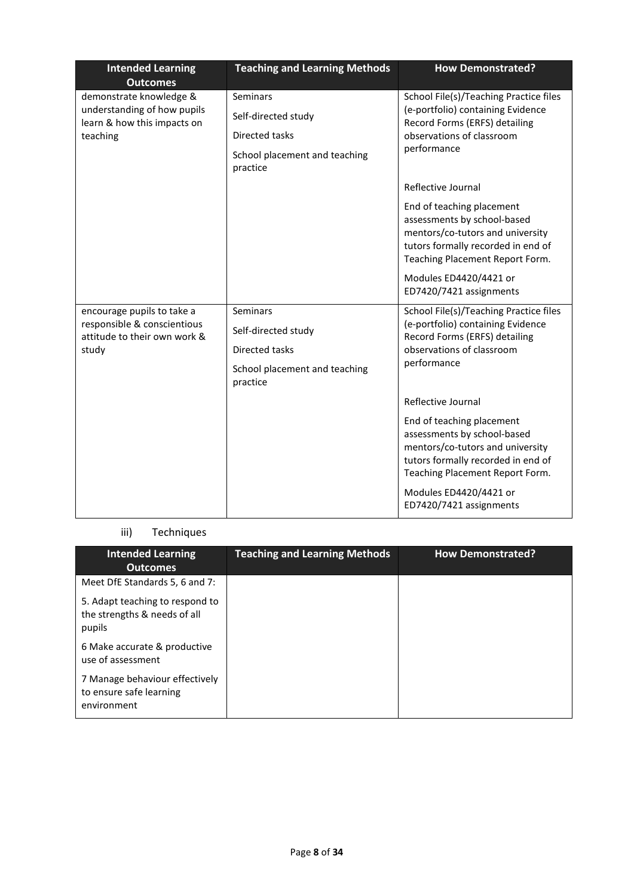| Intended Learning Outcomes | Teaching and Learning Methods | How Demonstrated? |
| --- | --- | --- |
| demonstrate knowledge & understanding of how pupils learn & how this impacts on teaching | Seminars<br>Self-directed study<br>Directed tasks<br>School placement and teaching practice | School File(s)/Teaching Practice files (e-portfolio) containing Evidence Record Forms (ERFS) detailing observations of classroom performance<br>Reflective Journal<br>End of teaching placement assessments by school-based mentors/co-tutors and university tutors formally recorded in end of Teaching Placement Report Form.<br>Modules ED4420/4421 or ED7420/7421 assignments |
| encourage pupils to take a responsible & conscientious attitude to their own work & study | Seminars<br>Self-directed study<br>Directed tasks<br>School placement and teaching practice | School File(s)/Teaching Practice files (e-portfolio) containing Evidence Record Forms (ERFS) detailing observations of classroom performance<br>Reflective Journal<br>End of teaching placement assessments by school-based mentors/co-tutors and university tutors formally recorded in end of Teaching Placement Report Form.<br>Modules ED4420/4421 or ED7420/7421 assignments |

iii) Techniques

| Intended Learning Outcomes | Teaching and Learning Methods | How Demonstrated? |
| --- | --- | --- |
| Meet DfE Standards 5, 6 and 7:<br>5. Adapt teaching to respond to the strengths & needs of all pupils<br>6 Make accurate & productive use of assessment<br>7 Manage behaviour effectively to ensure safe learning environment | | |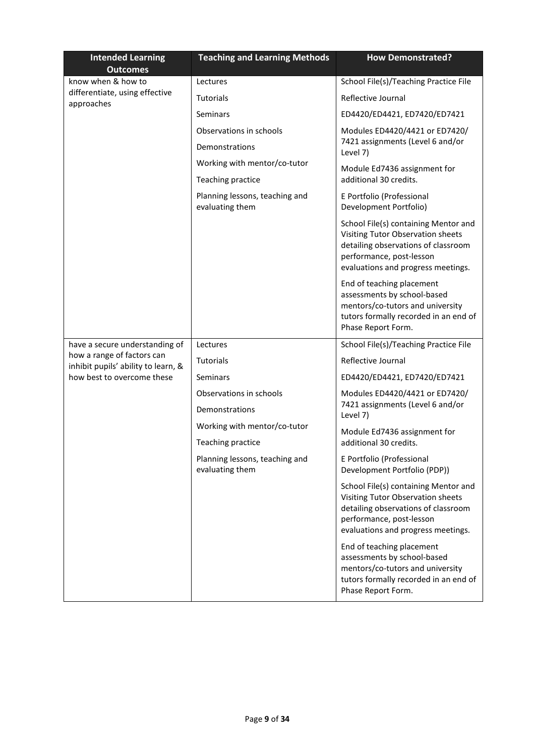| Intended Learning Outcomes | Teaching and Learning Methods | How Demonstrated? |
|---|---|---|
| know when & how to differentiate, using effective approaches | Lectures<br>Tutorials<br>Seminars<br>Observations in schools<br>Demonstrations<br>Working with mentor/co-tutor<br>Teaching practice<br>Planning lessons, teaching and evaluating them | School File(s)/Teaching Practice File<br>Reflective Journal<br>ED4420/ED4421, ED7420/ED7421<br>Modules ED4420/4421 or ED7420/ 7421 assignments (Level 6 and/or Level 7)<br>Module Ed7436 assignment for additional 30 credits.<br>E Portfolio (Professional Development Portfolio)<br>School File(s) containing Mentor and Visiting Tutor Observation sheets detailing observations of classroom performance, post-lesson evaluations and progress meetings.<br>End of teaching placement assessments by school-based mentors/co-tutors and university tutors formally recorded in an end of Phase Report Form. |
| have a secure understanding of how a range of factors can inhibit pupils' ability to learn, & how best to overcome these | Lectures<br>Tutorials<br>Seminars<br>Observations in schools<br>Demonstrations<br>Working with mentor/co-tutor<br>Teaching practice<br>Planning lessons, teaching and evaluating them | School File(s)/Teaching Practice File<br>Reflective Journal<br>ED4420/ED4421, ED7420/ED7421<br>Modules ED4420/4421 or ED7420/ 7421 assignments (Level 6 and/or Level 7)<br>Module Ed7436 assignment for additional 30 credits.<br>E Portfolio (Professional Development Portfolio (PDP))<br>School File(s) containing Mentor and Visiting Tutor Observation sheets detailing observations of classroom performance, post-lesson evaluations and progress meetings.<br>End of teaching placement assessments by school-based mentors/co-tutors and university tutors formally recorded in an end of Phase Report Form. |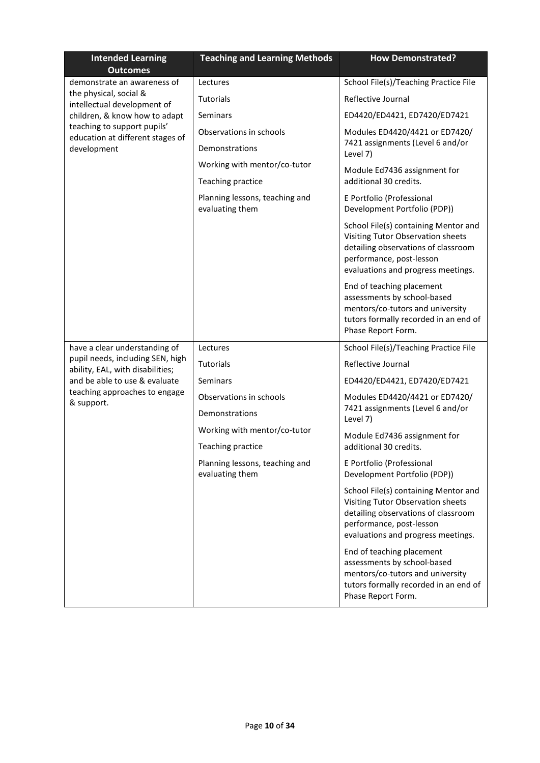| Intended Learning Outcomes | Teaching and Learning Methods | How Demonstrated? |
|---|---|---|
| demonstrate an awareness of the physical, social & intellectual development of children, & know how to adapt teaching to support pupils' education at different stages of development | Lectures<br>Tutorials<br>Seminars<br>Observations in schools<br>Demonstrations<br>Working with mentor/co-tutor<br>Teaching practice<br>Planning lessons, teaching and evaluating them | School File(s)/Teaching Practice File<br>Reflective Journal<br>ED4420/ED4421, ED7420/ED7421<br>Modules ED4420/4421 or ED7420/ 7421 assignments (Level 6 and/or Level 7)<br>Module Ed7436 assignment for additional 30 credits.<br>E Portfolio (Professional Development Portfolio (PDP))<br>School File(s) containing Mentor and Visiting Tutor Observation sheets detailing observations of classroom performance, post-lesson evaluations and progress meetings.<br>End of teaching placement assessments by school-based mentors/co-tutors and university tutors formally recorded in an end of Phase Report Form. |
| have a clear understanding of pupil needs, including SEN, high ability, EAL, with disabilities; and be able to use & evaluate teaching approaches to engage & support. | Lectures<br>Tutorials<br>Seminars<br>Observations in schools<br>Demonstrations<br>Working with mentor/co-tutor<br>Teaching practice<br>Planning lessons, teaching and evaluating them | School File(s)/Teaching Practice File<br>Reflective Journal<br>ED4420/ED4421, ED7420/ED7421<br>Modules ED4420/4421 or ED7420/ 7421 assignments (Level 6 and/or Level 7)<br>Module Ed7436 assignment for additional 30 credits.<br>E Portfolio (Professional Development Portfolio (PDP))<br>School File(s) containing Mentor and Visiting Tutor Observation sheets detailing observations of classroom performance, post-lesson evaluations and progress meetings.<br>End of teaching placement assessments by school-based mentors/co-tutors and university tutors formally recorded in an end of Phase Report Form. |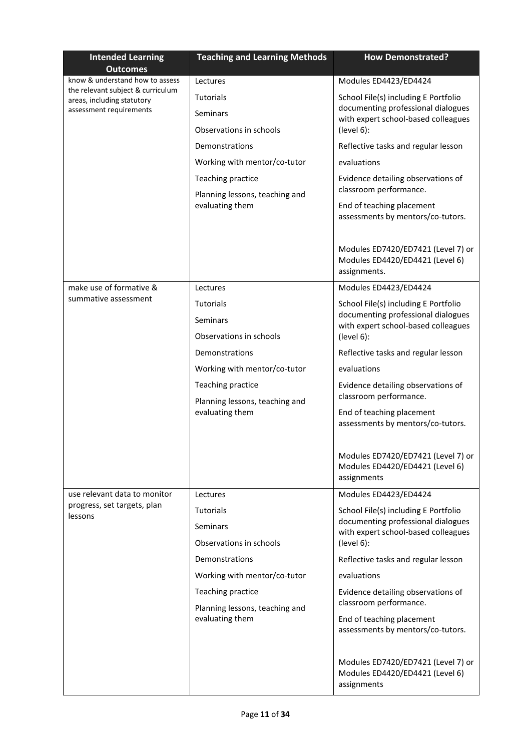| Intended Learning Outcomes | Teaching and Learning Methods | How Demonstrated? |
|---|---|---|
| know & understand how to assess the relevant subject & curriculum areas, including statutory assessment requirements | Lectures<br><br>Tutorials<br><br>Seminars<br><br>Observations in schools<br><br>Demonstrations<br><br>Working with mentor/co-tutor<br><br>Teaching practice<br><br>Planning lessons, teaching and evaluating them | Modules ED4423/ED4424<br><br>School File(s) including E Portfolio documenting professional dialogues with expert school-based colleagues (level 6):<br><br>Reflective tasks and regular lesson evaluations<br><br>Evidence detailing observations of classroom performance.<br><br>End of teaching placement assessments by mentors/co-tutors.<br><br>Modules ED7420/ED7421 (Level 7) or Modules ED4420/ED4421 (Level 6) assignments. |
| make use of formative & summative assessment | Lectures<br><br>Tutorials<br><br>Seminars<br><br>Observations in schools<br><br>Demonstrations<br><br>Working with mentor/co-tutor<br><br>Teaching practice<br><br>Planning lessons, teaching and evaluating them | Modules ED4423/ED4424<br><br>School File(s) including E Portfolio documenting professional dialogues with expert school-based colleagues (level 6):<br><br>Reflective tasks and regular lesson evaluations<br><br>Evidence detailing observations of classroom performance.<br><br>End of teaching placement assessments by mentors/co-tutors.<br><br>Modules ED7420/ED7421 (Level 7) or Modules ED4420/ED4421 (Level 6) assignments |
| use relevant data to monitor progress, set targets, plan lessons | Lectures<br><br>Tutorials<br><br>Seminars<br><br>Observations in schools<br><br>Demonstrations<br><br>Working with mentor/co-tutor<br><br>Teaching practice<br><br>Planning lessons, teaching and evaluating them | Modules ED4423/ED4424<br><br>School File(s) including E Portfolio documenting professional dialogues with expert school-based colleagues (level 6):<br><br>Reflective tasks and regular lesson evaluations<br><br>Evidence detailing observations of classroom performance.<br><br>End of teaching placement assessments by mentors/co-tutors.<br><br>Modules ED7420/ED7421 (Level 7) or Modules ED4420/ED4421 (Level 6) assignments |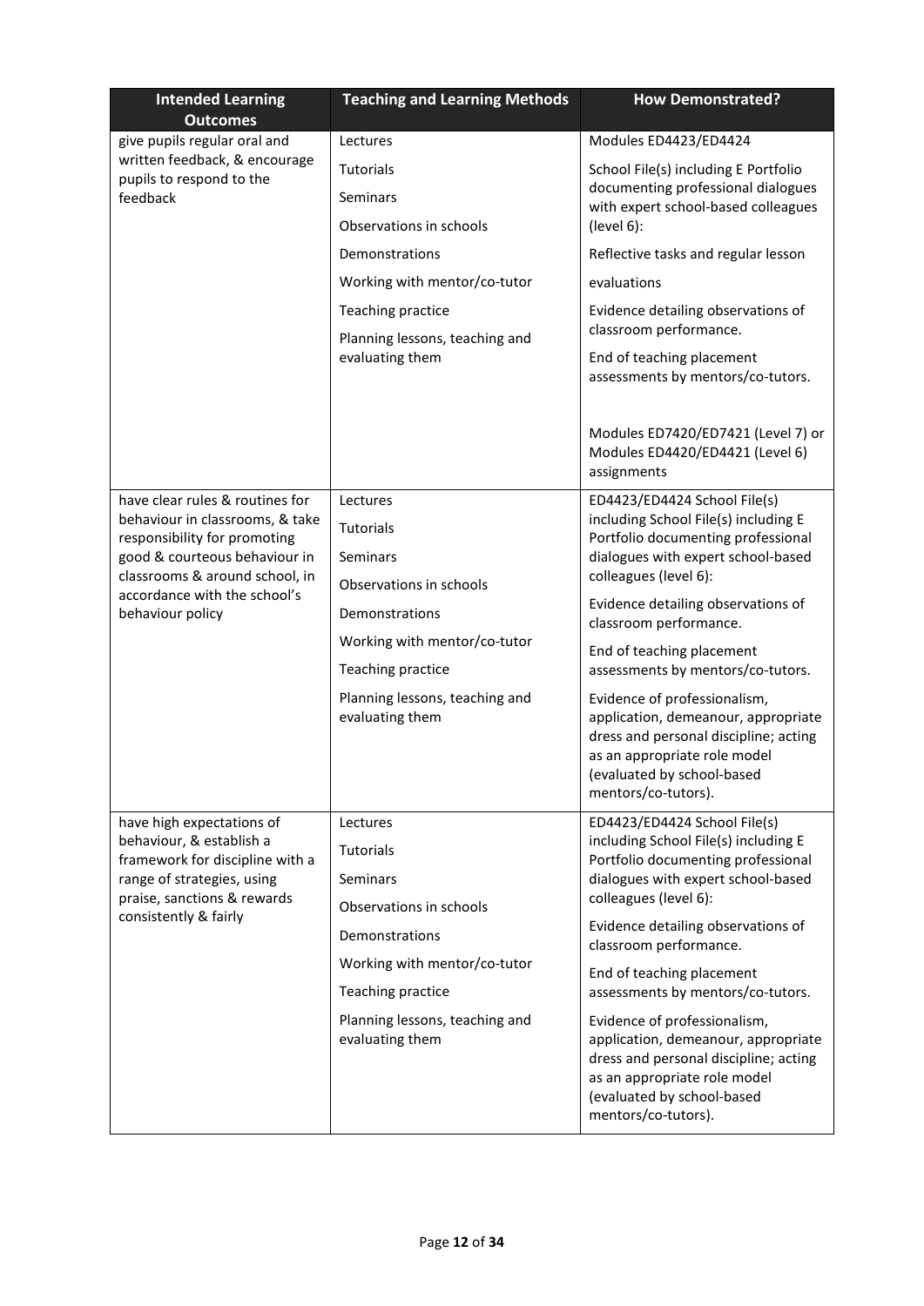| Intended Learning Outcomes | Teaching and Learning Methods | How Demonstrated? |
|---|---|---|
| give pupils regular oral and written feedback, & encourage pupils to respond to the feedback | Lectures<br>Tutorials<br>Seminars<br>Observations in schools<br>Demonstrations<br>Working with mentor/co-tutor<br>Teaching practice<br>Planning lessons, teaching and evaluating them | Modules ED4423/ED4424<br>School File(s) including E Portfolio documenting professional dialogues with expert school-based colleagues (level 6):<br>Reflective tasks and regular lesson evaluations<br>Evidence detailing observations of classroom performance.<br>End of teaching placement assessments by mentors/co-tutors.<br><br>Modules ED7420/ED7421 (Level 7) or Modules ED4420/ED4421 (Level 6) assignments |
| have clear rules & routines for behaviour in classrooms, & take responsibility for promoting good & courteous behaviour in classrooms & around school, in accordance with the school's behaviour policy | Lectures<br>Tutorials<br>Seminars<br>Observations in schools<br>Demonstrations<br>Working with mentor/co-tutor<br>Teaching practice<br>Planning lessons, teaching and evaluating them | ED4423/ED4424 School File(s) including School File(s) including E Portfolio documenting professional dialogues with expert school-based colleagues (level 6):<br>Evidence detailing observations of classroom performance.<br>End of teaching placement assessments by mentors/co-tutors.<br>Evidence of professionalism, application, demeanour, appropriate dress and personal discipline; acting as an appropriate role model (evaluated by school-based mentors/co-tutors). |
| have high expectations of behaviour, & establish a framework for discipline with a range of strategies, using praise, sanctions & rewards consistently & fairly | Lectures<br>Tutorials<br>Seminars<br>Observations in schools<br>Demonstrations<br>Working with mentor/co-tutor<br>Teaching practice<br>Planning lessons, teaching and evaluating them | ED4423/ED4424 School File(s) including School File(s) including E Portfolio documenting professional dialogues with expert school-based colleagues (level 6):<br>Evidence detailing observations of classroom performance.<br>End of teaching placement assessments by mentors/co-tutors.<br>Evidence of professionalism, application, demeanour, appropriate dress and personal discipline; acting as an appropriate role model (evaluated by school-based mentors/co-tutors). |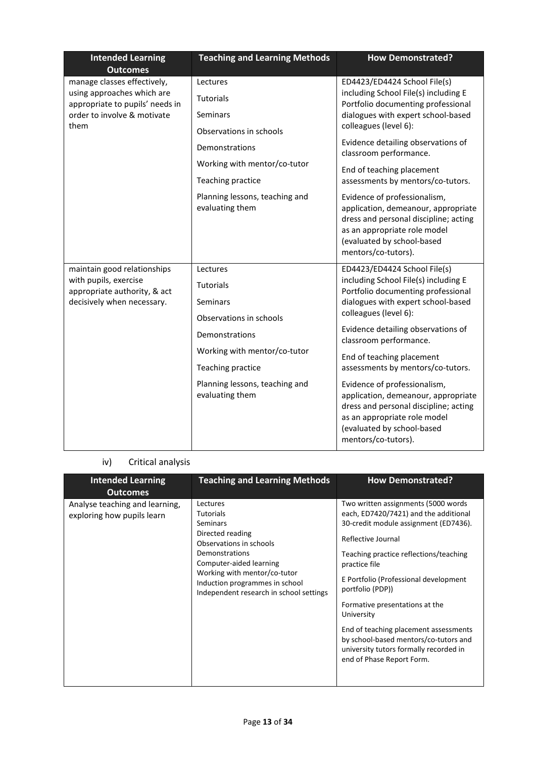| Intended Learning Outcomes | Teaching and Learning Methods | How Demonstrated? |
|---|---|---|
| manage classes effectively, using approaches which are appropriate to pupils' needs in order to involve & motivate them | Lectures<br>Tutorials<br>Seminars<br>Observations in schools<br>Demonstrations<br>Working with mentor/co-tutor<br>Teaching practice<br>Planning lessons, teaching and evaluating them | ED4423/ED4424 School File(s) including School File(s) including E Portfolio documenting professional dialogues with expert school-based colleagues (level 6):<br>Evidence detailing observations of classroom performance.<br>End of teaching placement assessments by mentors/co-tutors.<br>Evidence of professionalism, application, demeanour, appropriate dress and personal discipline; acting as an appropriate role model (evaluated by school-based mentors/co-tutors). |
| maintain good relationships with pupils, exercise appropriate authority, & act decisively when necessary. | Lectures<br>Tutorials<br>Seminars<br>Observations in schools<br>Demonstrations<br>Working with mentor/co-tutor<br>Teaching practice<br>Planning lessons, teaching and evaluating them | ED4423/ED4424 School File(s) including School File(s) including E Portfolio documenting professional dialogues with expert school-based colleagues (level 6):<br>Evidence detailing observations of classroom performance.<br>End of teaching placement assessments by mentors/co-tutors.<br>Evidence of professionalism, application, demeanour, appropriate dress and personal discipline; acting as an appropriate role model (evaluated by school-based mentors/co-tutors). |

iv) Critical analysis

| Intended Learning Outcomes | Teaching and Learning Methods | How Demonstrated? |
|---|---|---|
| Analyse teaching and learning, exploring how pupils learn | Lectures<br>Tutorials<br>Seminars<br>Directed reading<br>Observations in schools<br>Demonstrations<br>Computer-aided learning<br>Working with mentor/co-tutor<br>Induction programmes in school<br>Independent research in school settings | Two written assignments (5000 words each, ED7420/7421) and the additional 30-credit module assignment (ED7436).<br>Reflective Journal<br>Teaching practice reflections/teaching practice file<br>E Portfolio (Professional development portfolio (PDP))<br>Formative presentations at the University<br>End of teaching placement assessments by school-based mentors/co-tutors and university tutors formally recorded in end of Phase Report Form. |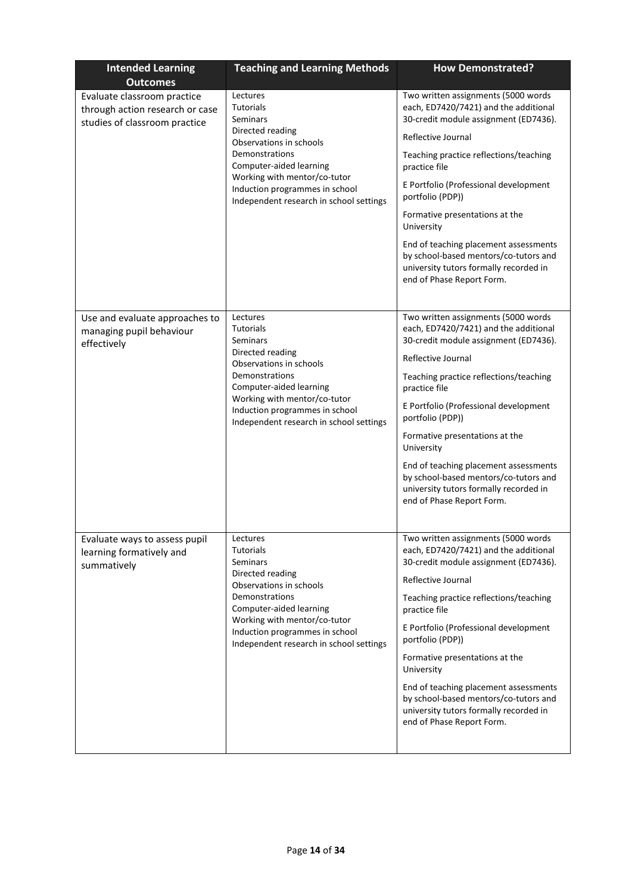| Intended Learning Outcomes | Teaching and Learning Methods | How Demonstrated? |
|---|---|---|
| Evaluate classroom practice through action research or case studies of classroom practice | Lectures<br>Tutorials<br>Seminars<br>Directed reading<br>Observations in schools<br>Demonstrations<br>Computer-aided learning<br>Working with mentor/co-tutor<br>Induction programmes in school<br>Independent research in school settings | Two written assignments (5000 words each, ED7420/7421) and the additional 30-credit module assignment (ED7436).<br>Reflective Journal<br>Teaching practice reflections/teaching practice file<br>E Portfolio (Professional development portfolio (PDP))<br>Formative presentations at the University<br>End of teaching placement assessments by school-based mentors/co-tutors and university tutors formally recorded in end of Phase Report Form. |
| Use and evaluate approaches to managing pupil behaviour effectively | Lectures<br>Tutorials<br>Seminars<br>Directed reading<br>Observations in schools<br>Demonstrations<br>Computer-aided learning<br>Working with mentor/co-tutor<br>Induction programmes in school<br>Independent research in school settings | Two written assignments (5000 words each, ED7420/7421) and the additional 30-credit module assignment (ED7436).<br>Reflective Journal<br>Teaching practice reflections/teaching practice file<br>E Portfolio (Professional development portfolio (PDP))<br>Formative presentations at the University<br>End of teaching placement assessments by school-based mentors/co-tutors and university tutors formally recorded in end of Phase Report Form. |
| Evaluate ways to assess pupil learning formatively and summatively | Lectures<br>Tutorials<br>Seminars<br>Directed reading<br>Observations in schools<br>Demonstrations<br>Computer-aided learning<br>Working with mentor/co-tutor<br>Induction programmes in school<br>Independent research in school settings | Two written assignments (5000 words each, ED7420/7421) and the additional 30-credit module assignment (ED7436).<br>Reflective Journal<br>Teaching practice reflections/teaching practice file<br>E Portfolio (Professional development portfolio (PDP))<br>Formative presentations at the University<br>End of teaching placement assessments by school-based mentors/co-tutors and university tutors formally recorded in end of Phase Report Form. |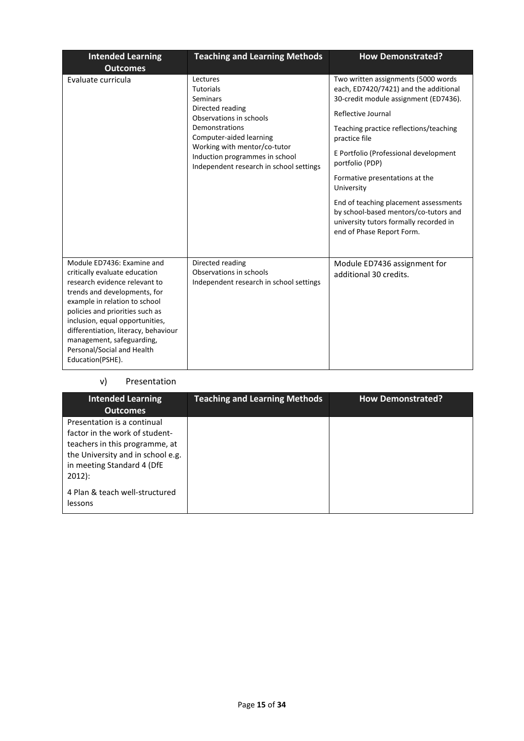| Intended Learning Outcomes | Teaching and Learning Methods | How Demonstrated? |
| --- | --- | --- |
| Evaluate curricula | Lectures<br>Tutorials<br>Seminars<br>Directed reading<br>Observations in schools<br>Demonstrations<br>Computer-aided learning<br>Working with mentor/co-tutor<br>Induction programmes in school<br>Independent research in school settings | Two written assignments (5000 words each, ED7420/7421) and the additional 30-credit module assignment (ED7436).<br><br>Reflective Journal<br><br>Teaching practice reflections/teaching practice file<br><br>E Portfolio (Professional development portfolio (PDP)<br><br>Formative presentations at the University<br><br>End of teaching placement assessments by school-based mentors/co-tutors and university tutors formally recorded in end of Phase Report Form. |
| Module ED7436: Examine and critically evaluate education research evidence relevant to trends and developments, for example in relation to school policies and priorities such as inclusion, equal opportunities, differentiation, literacy, behaviour management, safeguarding, Personal/Social and Health Education(PSHE). | Directed reading<br>Observations in schools<br>Independent research in school settings | Module ED7436 assignment for additional 30 credits. |

v) Presentation

| Intended Learning Outcomes | Teaching and Learning Methods | How Demonstrated? |
| --- | --- | --- |
| Presentation is a continual factor in the work of student-teachers in this programme, at the University and in school e.g. in meeting Standard 4 (DfE 2012):<br><br>4 Plan & teach well-structured lessons | | |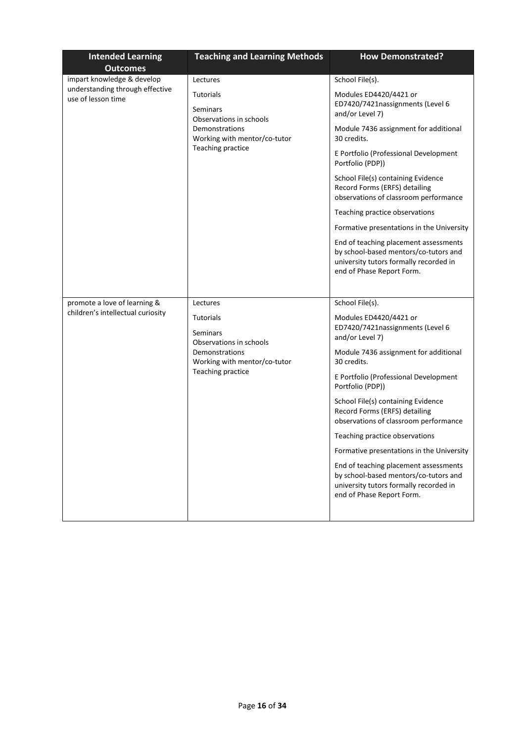| Intended Learning Outcomes | Teaching and Learning Methods | How Demonstrated? |
|---|---|---|
| impart knowledge & develop understanding through effective use of lesson time | Lectures<br><br>Tutorials<br><br>Seminars<br>Observations in schools<br>Demonstrations<br>Working with mentor/co-tutor<br>Teaching practice | School File(s).<br><br>Modules ED4420/4421 or ED7420/7421nassignments (Level 6 and/or Level 7)<br><br>Module 7436 assignment for additional 30 credits.<br><br>E Portfolio (Professional Development Portfolio (PDP))<br><br>School File(s) containing Evidence Record Forms (ERFS) detailing observations of classroom performance<br><br>Teaching practice observations<br><br>Formative presentations in the University<br><br>End of teaching placement assessments by school-based mentors/co-tutors and university tutors formally recorded in end of Phase Report Form. |
| promote a love of learning & children's intellectual curiosity | Lectures<br><br>Tutorials<br><br>Seminars<br>Observations in schools<br>Demonstrations<br>Working with mentor/co-tutor<br>Teaching practice | School File(s).<br><br>Modules ED4420/4421 or ED7420/7421nassignments (Level 6 and/or Level 7)<br><br>Module 7436 assignment for additional 30 credits.<br><br>E Portfolio (Professional Development Portfolio (PDP))<br><br>School File(s) containing Evidence Record Forms (ERFS) detailing observations of classroom performance<br><br>Teaching practice observations<br><br>Formative presentations in the University<br><br>End of teaching placement assessments by school-based mentors/co-tutors and university tutors formally recorded in end of Phase Report Form. |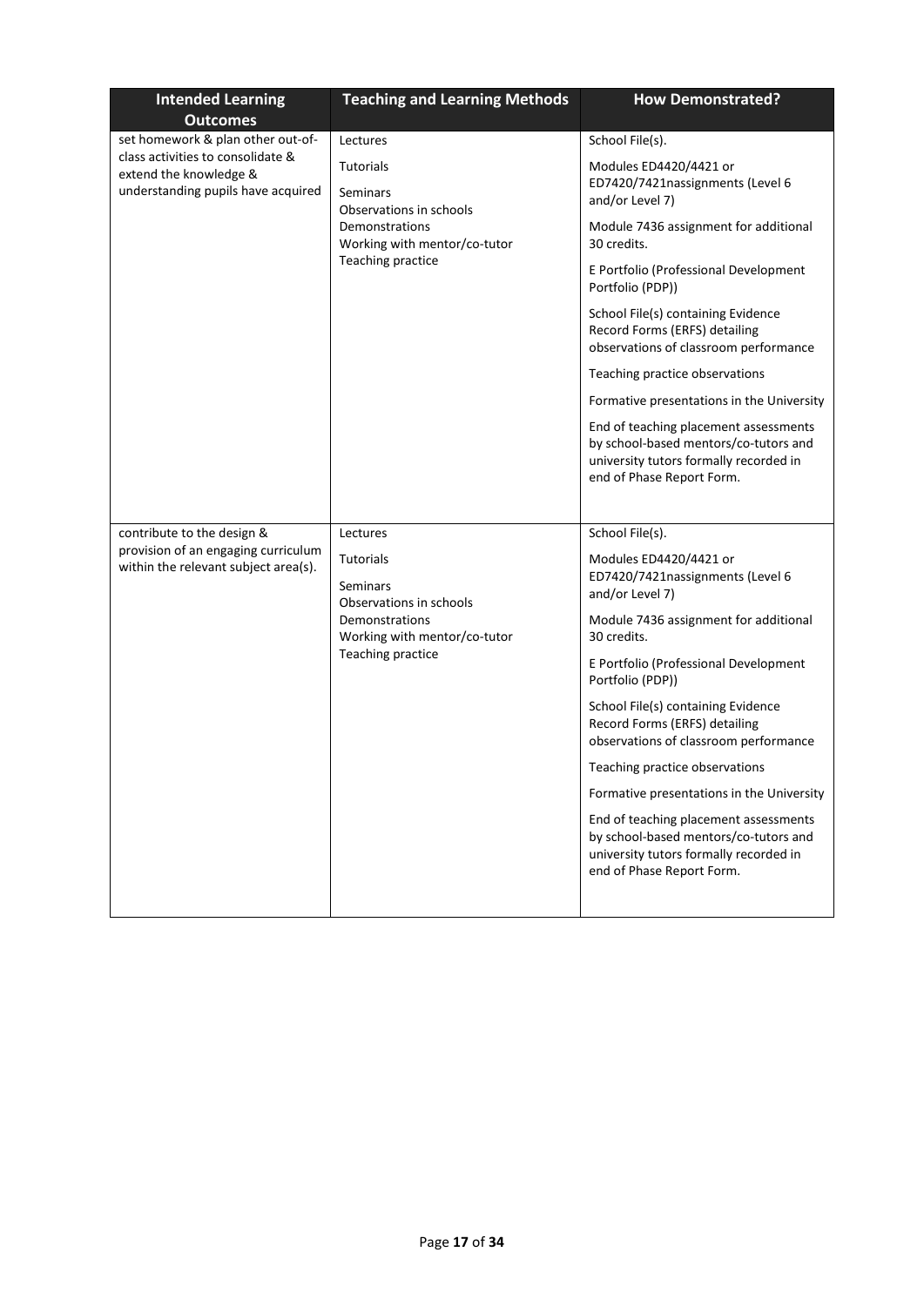| Intended Learning Outcomes | Teaching and Learning Methods | How Demonstrated? |
|---|---|---|
| set homework & plan other out-of-class activities to consolidate & extend the knowledge & understanding pupils have acquired | Lectures<br><br>Tutorials<br><br>Seminars<br>Observations in schools<br>Demonstrations<br>Working with mentor/co-tutor<br>Teaching practice | School File(s).<br><br>Modules ED4420/4421 or ED7420/7421nassignments (Level 6 and/or Level 7)<br><br>Module 7436 assignment for additional 30 credits.<br><br>E Portfolio (Professional Development Portfolio (PDP))<br><br>School File(s) containing Evidence Record Forms (ERFS) detailing observations of classroom performance<br><br>Teaching practice observations<br><br>Formative presentations in the University<br><br>End of teaching placement assessments by school-based mentors/co-tutors and university tutors formally recorded in end of Phase Report Form. |
| contribute to the design & provision of an engaging curriculum within the relevant subject area(s). | Lectures<br><br>Tutorials<br><br>Seminars<br>Observations in schools<br>Demonstrations<br>Working with mentor/co-tutor<br>Teaching practice | School File(s).<br><br>Modules ED4420/4421 or ED7420/7421nassignments (Level 6 and/or Level 7)<br><br>Module 7436 assignment for additional 30 credits.<br><br>E Portfolio (Professional Development Portfolio (PDP))<br><br>School File(s) containing Evidence Record Forms (ERFS) detailing observations of classroom performance<br><br>Teaching practice observations<br><br>Formative presentations in the University<br><br>End of teaching placement assessments by school-based mentors/co-tutors and university tutors formally recorded in end of Phase Report Form. |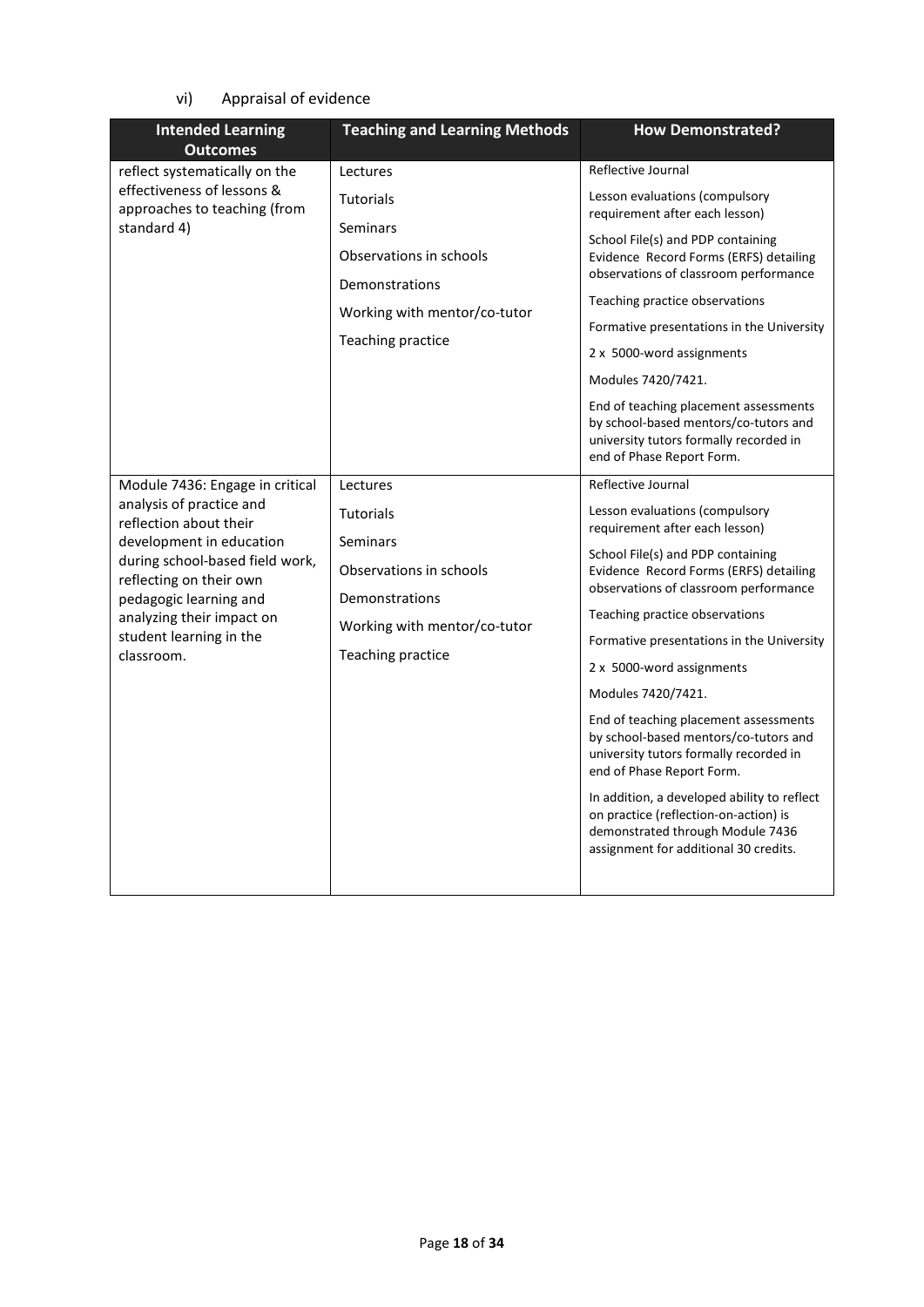vi) Appraisal of evidence

| Intended Learning Outcomes | Teaching and Learning Methods | How Demonstrated? |
|---|---|---|
| reflect systematically on the effectiveness of lessons & approaches to teaching (from standard 4) | Lectures<br><br>Tutorials<br><br>Seminars<br><br>Observations in schools<br><br>Demonstrations<br><br>Working with mentor/co-tutor<br><br>Teaching practice | Reflective Journal<br><br>Lesson evaluations (compulsory requirement after each lesson)<br><br>School File(s) and PDP containing Evidence Record Forms (ERFS) detailing observations of classroom performance<br><br>Teaching practice observations<br><br>Formative presentations in the University<br><br>2 x 5000-word assignments<br><br>Modules 7420/7421.<br><br>End of teaching placement assessments by school-based mentors/co-tutors and university tutors formally recorded in end of Phase Report Form. |
| Module 7436: Engage in critical analysis of practice and reflection about their development in education during school-based field work, reflecting on their own pedagogic learning and analyzing their impact on student learning in the classroom. | Lectures<br><br>Tutorials<br><br>Seminars<br><br>Observations in schools<br><br>Demonstrations<br><br>Working with mentor/co-tutor<br><br>Teaching practice | Reflective Journal<br><br>Lesson evaluations (compulsory requirement after each lesson)<br><br>School File(s) and PDP containing Evidence Record Forms (ERFS) detailing observations of classroom performance<br><br>Teaching practice observations<br><br>Formative presentations in the University<br><br>2 x 5000-word assignments<br><br>Modules 7420/7421.<br><br>End of teaching placement assessments by school-based mentors/co-tutors and university tutors formally recorded in end of Phase Report Form.<br><br>In addition, a developed ability to reflect on practice (reflection-on-action) is demonstrated through Module 7436 assignment for additional 30 credits. |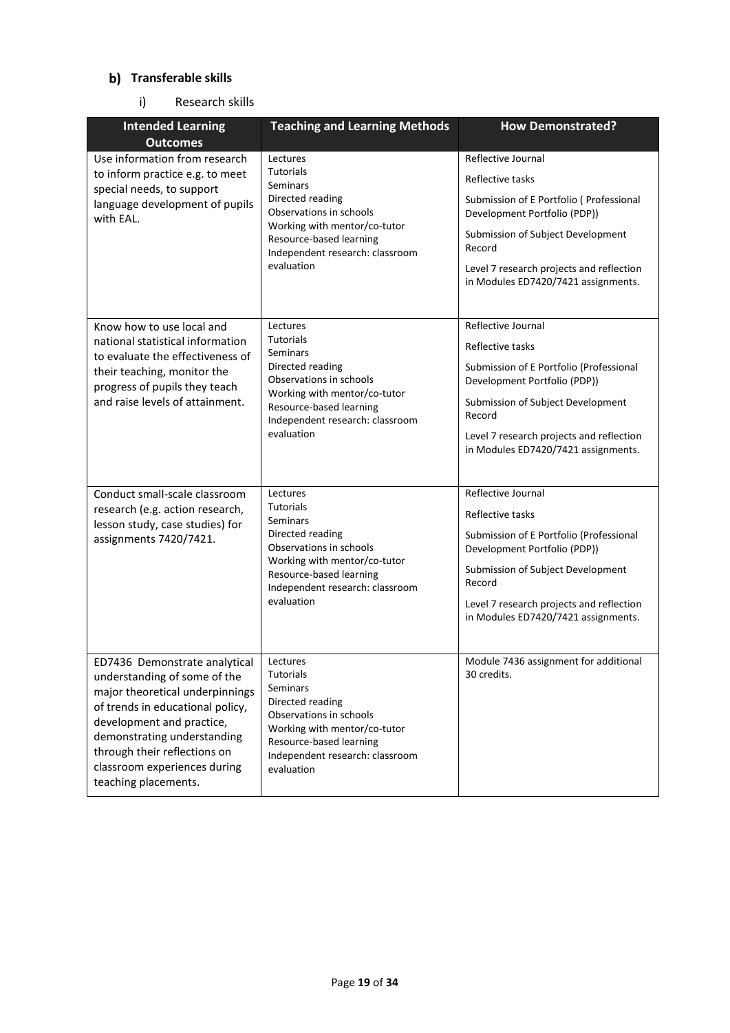## b) Transferable skills

i) Research skills

| Intended Learning Outcomes | Teaching and Learning Methods | How Demonstrated? |
|---|---|---|
| Use information from research to inform practice e.g. to meet special needs, to support language development of pupils with EAL. | Lectures<br>Tutorials<br>Seminars<br>Directed reading<br>Observations in schools<br>Working with mentor/co-tutor<br>Resource-based learning<br>Independent research: classroom evaluation | Reflective Journal<br>Reflective tasks<br>Submission of E Portfolio ( Professional Development Portfolio (PDP))<br>Submission of Subject Development Record<br>Level 7 research projects and reflection in Modules ED7420/7421 assignments. |
| Know how to use local and national statistical information to evaluate the effectiveness of their teaching, monitor the progress of pupils they teach and raise levels of attainment. | Lectures<br>Tutorials<br>Seminars<br>Directed reading<br>Observations in schools<br>Working with mentor/co-tutor<br>Resource-based learning<br>Independent research: classroom evaluation | Reflective Journal<br>Reflective tasks<br>Submission of E Portfolio (Professional Development Portfolio (PDP))<br>Submission of Subject Development Record<br>Level 7 research projects and reflection in Modules ED7420/7421 assignments. |
| Conduct small-scale classroom research (e.g. action research, lesson study, case studies) for assignments 7420/7421. | Lectures<br>Tutorials<br>Seminars<br>Directed reading<br>Observations in schools<br>Working with mentor/co-tutor<br>Resource-based learning<br>Independent research: classroom evaluation | Reflective Journal<br>Reflective tasks<br>Submission of E Portfolio (Professional Development Portfolio (PDP))<br>Submission of Subject Development Record<br>Level 7 research projects and reflection in Modules ED7420/7421 assignments. |
| ED7436 Demonstrate analytical understanding of some of the major theoretical underpinnings of trends in educational policy, development and practice, demonstrating understanding through their reflections on classroom experiences during teaching placements. | Lectures<br>Tutorials<br>Seminars<br>Directed reading<br>Observations in schools<br>Working with mentor/co-tutor<br>Resource-based learning<br>Independent research: classroom evaluation | Module 7436 assignment for additional 30 credits. |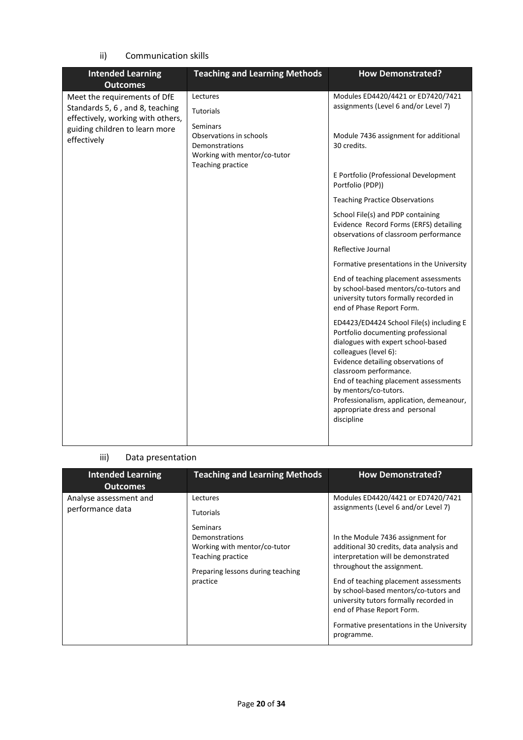ii) Communication skills

| Intended Learning Outcomes | Teaching and Learning Methods | How Demonstrated? |
|---|---|---|
| Meet the requirements of DfE Standards 5, 6 , and 8, teaching effectively, working with others, guiding children to learn more effectively | Lectures<br><br>Tutorials<br><br>Seminars<br>Observations in schools<br>Demonstrations<br>Working with mentor/co-tutor<br>Teaching practice | Modules ED4420/4421 or ED7420/7421 assignments (Level 6 and/or Level 7)<br><br>Module 7436 assignment for additional 30 credits.<br><br>E Portfolio (Professional Development Portfolio (PDP))<br><br>Teaching Practice Observations<br><br>School File(s) and PDP containing Evidence Record Forms (ERFS) detailing observations of classroom performance<br><br>Reflective Journal<br><br>Formative presentations in the University<br><br>End of teaching placement assessments by school-based mentors/co-tutors and university tutors formally recorded in end of Phase Report Form.<br><br>ED4423/ED4424 School File(s) including E Portfolio documenting professional dialogues with expert school-based colleagues (level 6):<br>Evidence detailing observations of classroom performance.<br>End of teaching placement assessments by mentors/co-tutors.<br>Professionalism, application, demeanour, appropriate dress and personal discipline |

iii) Data presentation

| Intended Learning Outcomes | Teaching and Learning Methods | How Demonstrated? |
|---|---|---|
| Analyse assessment and performance data | Lectures<br><br>Tutorials<br><br>Seminars<br>Demonstrations<br>Working with mentor/co-tutor<br>Teaching practice<br><br>Preparing lessons during teaching practice | Modules ED4420/4421 or ED7420/7421 assignments (Level 6 and/or Level 7)<br><br>In the Module 7436 assignment for additional 30 credits, data analysis and interpretation will be demonstrated throughout the assignment.<br><br>End of teaching placement assessments by school-based mentors/co-tutors and university tutors formally recorded in end of Phase Report Form.<br><br>Formative presentations in the University programme. |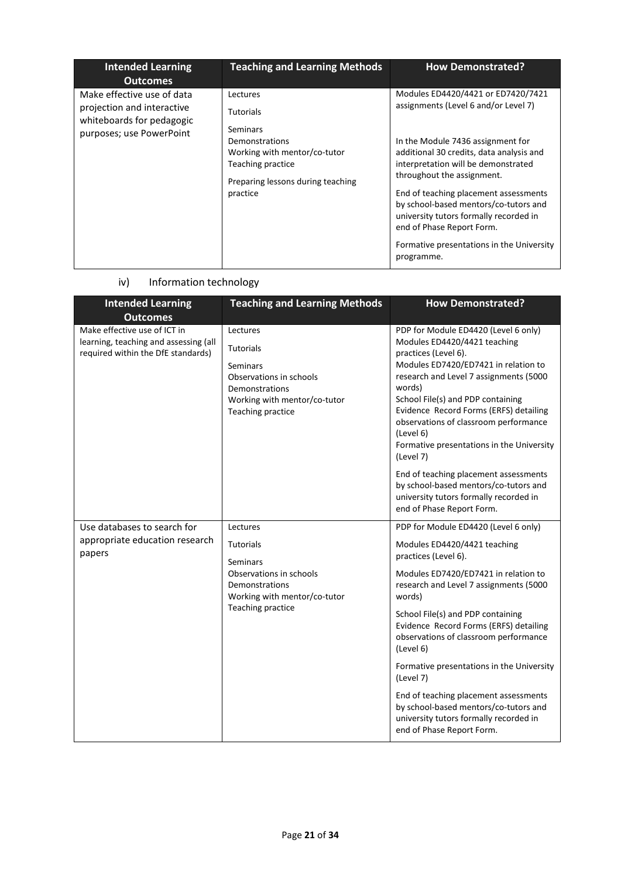| Intended Learning Outcomes | Teaching and Learning Methods | How Demonstrated? |
|---|---|---|
| Make effective use of data projection and interactive whiteboards for pedagogic purposes; use PowerPoint | Lectures<br>Tutorials<br>Seminars<br>Demonstrations<br>Working with mentor/co-tutor<br>Teaching practice<br>Preparing lessons during teaching practice | Modules ED4420/4421 or ED7420/7421 assignments (Level 6 and/or Level 7)<br><br>In the Module 7436 assignment for additional 30 credits, data analysis and interpretation will be demonstrated throughout the assignment.<br><br>End of teaching placement assessments by school-based mentors/co-tutors and university tutors formally recorded in end of Phase Report Form.<br><br>Formative presentations in the University programme. |

iv) Information technology

| Intended Learning Outcomes | Teaching and Learning Methods | How Demonstrated? |
|---|---|---|
| Make effective use of ICT in learning, teaching and assessing (all required within the DfE standards) | Lectures<br>Tutorials<br>Seminars<br>Observations in schools<br>Demonstrations<br>Working with mentor/co-tutor<br>Teaching practice | PDP for Module ED4420 (Level 6 only)<br>Modules ED4420/4421 teaching practices (Level 6).<br>Modules ED7420/ED7421 in relation to research and Level 7 assignments (5000 words)<br>School File(s) and PDP containing Evidence Record Forms (ERFS) detailing observations of classroom performance (Level 6)<br>Formative presentations in the University (Level 7)<br><br>End of teaching placement assessments by school-based mentors/co-tutors and university tutors formally recorded in end of Phase Report Form. |
| Use databases to search for appropriate education research papers | Lectures<br>Tutorials<br>Seminars<br>Observations in schools<br>Demonstrations<br>Working with mentor/co-tutor<br>Teaching practice | PDP for Module ED4420 (Level 6 only)<br><br>Modules ED4420/4421 teaching practices (Level 6).<br><br>Modules ED7420/ED7421 in relation to research and Level 7 assignments (5000 words)<br><br>School File(s) and PDP containing Evidence Record Forms (ERFS) detailing observations of classroom performance (Level 6)<br><br>Formative presentations in the University (Level 7)<br><br>End of teaching placement assessments by school-based mentors/co-tutors and university tutors formally recorded in end of Phase Report Form. |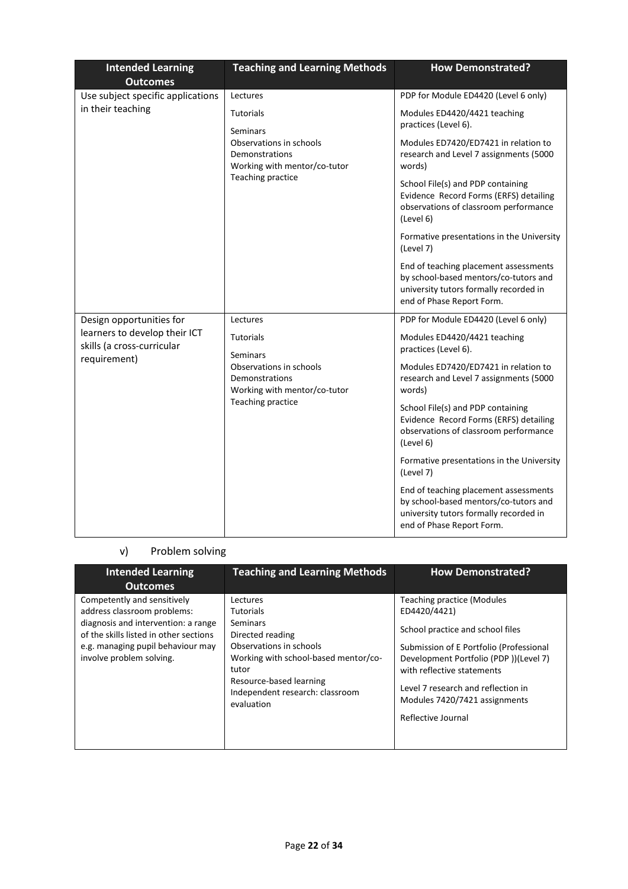| Intended Learning Outcomes | Teaching and Learning Methods | How Demonstrated? |
| --- | --- | --- |
| Use subject specific applications in their teaching | Lectures<br>Tutorials<br>Seminars<br>Observations in schools<br>Demonstrations<br>Working with mentor/co-tutor<br>Teaching practice | PDP for Module ED4420 (Level 6 only)<br>Modules ED4420/4421 teaching practices (Level 6).<br>Modules ED7420/ED7421 in relation to research and Level 7 assignments (5000 words)<br>School File(s) and PDP containing Evidence Record Forms (ERFS) detailing observations of classroom performance (Level 6)<br>Formative presentations in the University (Level 7)<br>End of teaching placement assessments by school-based mentors/co-tutors and university tutors formally recorded in end of Phase Report Form. |
| Design opportunities for learners to develop their ICT skills (a cross-curricular requirement) | Lectures<br>Tutorials<br>Seminars<br>Observations in schools<br>Demonstrations<br>Working with mentor/co-tutor<br>Teaching practice | PDP for Module ED4420 (Level 6 only)<br>Modules ED4420/4421 teaching practices (Level 6).<br>Modules ED7420/ED7421 in relation to research and Level 7 assignments (5000 words)<br>School File(s) and PDP containing Evidence Record Forms (ERFS) detailing observations of classroom performance (Level 6)<br>Formative presentations in the University (Level 7)<br>End of teaching placement assessments by school-based mentors/co-tutors and university tutors formally recorded in end of Phase Report Form. |

v) Problem solving

| Intended Learning Outcomes | Teaching and Learning Methods | How Demonstrated? |
| --- | --- | --- |
| Competently and sensitively address classroom problems: diagnosis and intervention: a range of the skills listed in other sections e.g. managing pupil behaviour may involve problem solving. | Lectures<br>Tutorials<br>Seminars<br>Directed reading<br>Observations in schools<br>Working with school-based mentor/co-tutor<br>Resource-based learning<br>Independent research: classroom evaluation | Teaching practice (Modules ED4420/4421)<br>School practice and school files<br>Submission of E Portfolio (Professional Development Portfolio (PDP ))(Level 7) with reflective statements<br>Level 7 research and reflection in Modules 7420/7421 assignments<br>Reflective Journal |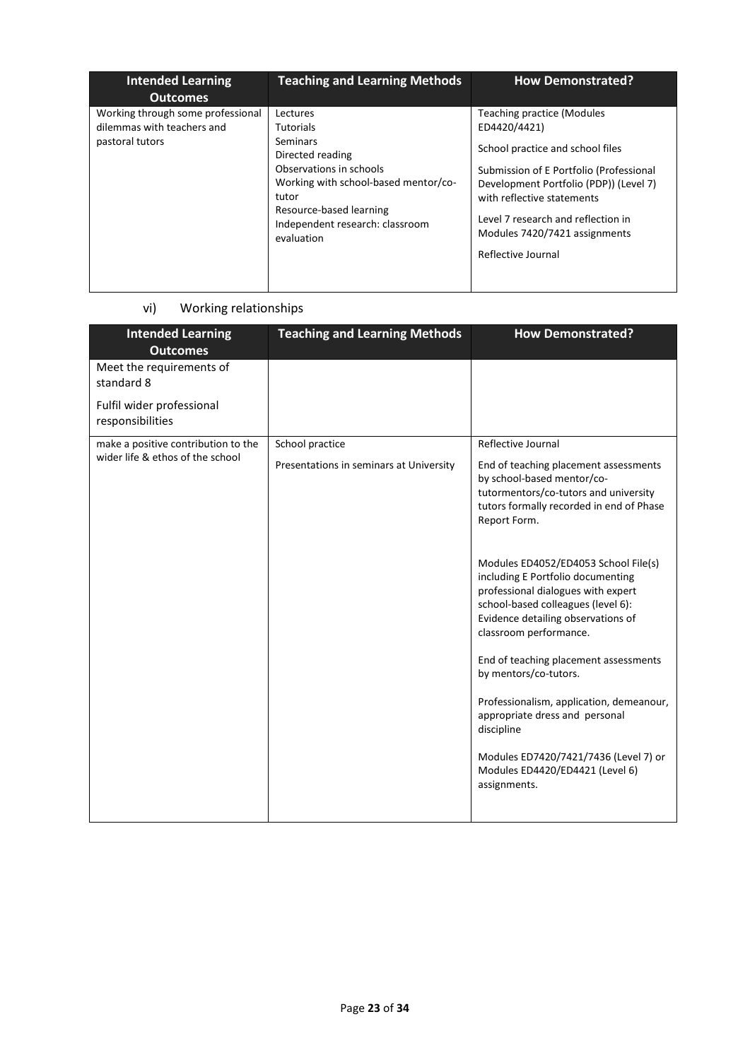| Intended Learning Outcomes | Teaching and Learning Methods | How Demonstrated? |
|---|---|---|
| Working through some professional dilemmas with teachers and pastoral tutors | Lectures<br>Tutorials<br>Seminars<br>Directed reading<br>Observations in schools<br>Working with school-based mentor/co-tutor<br>Resource-based learning<br>Independent research: classroom evaluation | Teaching practice (Modules ED4420/4421)<br><br>School practice and school files<br><br>Submission of E Portfolio (Professional Development Portfolio (PDP)) (Level 7) with reflective statements<br><br>Level 7 research and reflection in Modules 7420/7421 assignments<br><br>Reflective Journal |

vi) Working relationships

| Intended Learning Outcomes | Teaching and Learning Methods | How Demonstrated? |
|---|---|---|
| Meet the requirements of standard 8<br><br>Fulfil wider professional responsibilities | | |
| make a positive contribution to the wider life & ethos of the school | School practice<br><br>Presentations in seminars at University | Reflective Journal<br><br>End of teaching placement assessments by school-based mentor/co-tutormentors/co-tutors and university tutors formally recorded in end of Phase Report Form.<br><br>Modules ED4052/ED4053 School File(s) including E Portfolio documenting professional dialogues with expert school-based colleagues (level 6): Evidence detailing observations of classroom performance.<br><br>End of teaching placement assessments by mentors/co-tutors.<br><br>Professionalism, application, demeanour, appropriate dress and personal discipline<br><br>Modules ED7420/7421/7436 (Level 7) or Modules ED4420/ED4421 (Level 6) assignments. |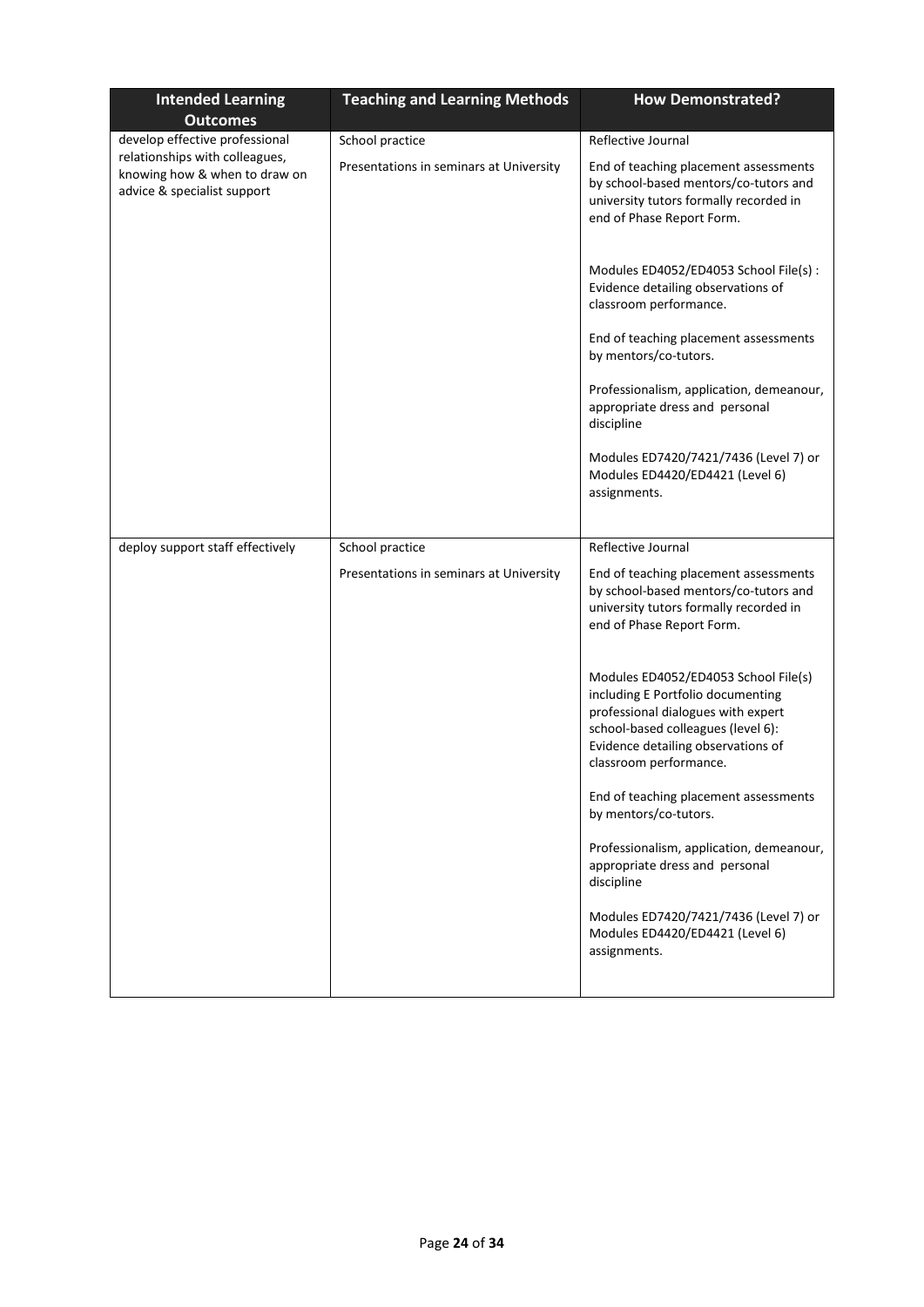| Intended Learning Outcomes | Teaching and Learning Methods | How Demonstrated? |
| --- | --- | --- |
| develop effective professional relationships with colleagues, knowing how & when to draw on advice & specialist support | School practice<br><br>Presentations in seminars at University | Reflective Journal<br><br>End of teaching placement assessments by school-based mentors/co-tutors and university tutors formally recorded in end of Phase Report Form.<br><br>Modules ED4052/ED4053 School File(s) : Evidence detailing observations of classroom performance.<br><br>End of teaching placement assessments by mentors/co-tutors.<br><br>Professionalism, application, demeanour, appropriate dress and personal discipline<br><br>Modules ED7420/7421/7436 (Level 7) or Modules ED4420/ED4421 (Level 6) assignments. |
| deploy support staff effectively | School practice<br><br>Presentations in seminars at University | Reflective Journal<br><br>End of teaching placement assessments by school-based mentors/co-tutors and university tutors formally recorded in end of Phase Report Form.<br><br>Modules ED4052/ED4053 School File(s) including E Portfolio documenting professional dialogues with expert school-based colleagues (level 6): Evidence detailing observations of classroom performance.<br><br>End of teaching placement assessments by mentors/co-tutors.<br><br>Professionalism, application, demeanour, appropriate dress and personal discipline<br><br>Modules ED7420/7421/7436 (Level 7) or Modules ED4420/ED4421 (Level 6) assignments. |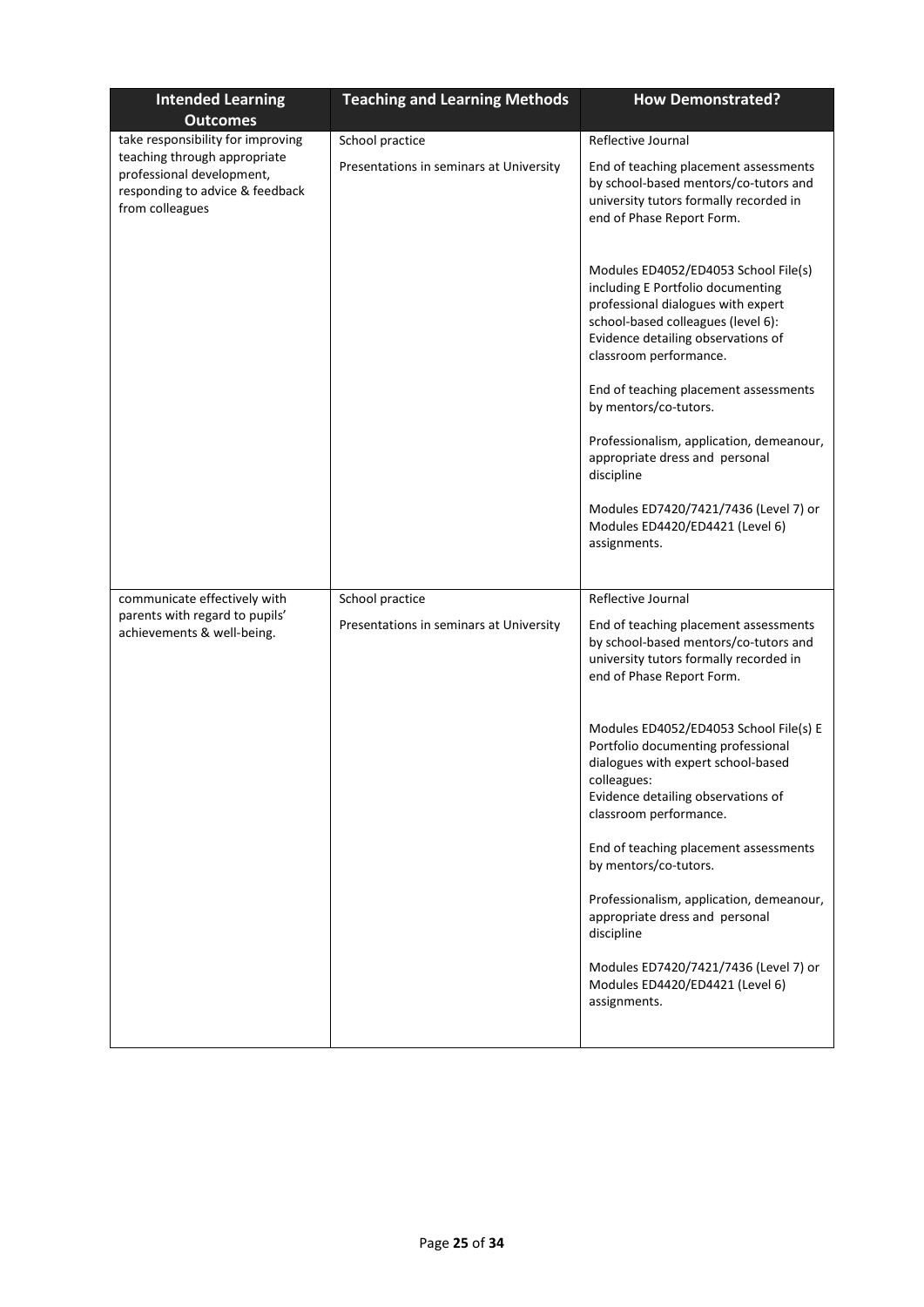| Intended Learning Outcomes | Teaching and Learning Methods | How Demonstrated? |
|---|---|---|
| take responsibility for improving teaching through appropriate professional development, responding to advice & feedback from colleagues | School practice<br><br>Presentations in seminars at University | Reflective Journal<br><br>End of teaching placement assessments by school-based mentors/co-tutors and university tutors formally recorded in end of Phase Report Form.<br><br>Modules ED4052/ED4053 School File(s) including E Portfolio documenting professional dialogues with expert school-based colleagues (level 6): Evidence detailing observations of classroom performance.<br><br>End of teaching placement assessments by mentors/co-tutors.<br><br>Professionalism, application, demeanour, appropriate dress and personal discipline<br><br>Modules ED7420/7421/7436 (Level 7) or Modules ED4420/ED4421 (Level 6) assignments. |
| communicate effectively with parents with regard to pupils' achievements & well-being. | School practice<br><br>Presentations in seminars at University | Reflective Journal<br><br>End of teaching placement assessments by school-based mentors/co-tutors and university tutors formally recorded in end of Phase Report Form.<br><br>Modules ED4052/ED4053 School File(s) E Portfolio documenting professional dialogues with expert school-based colleagues:<br>Evidence detailing observations of classroom performance.<br><br>End of teaching placement assessments by mentors/co-tutors.<br><br>Professionalism, application, demeanour, appropriate dress and personal discipline<br><br>Modules ED7420/7421/7436 (Level 7) or Modules ED4420/ED4421 (Level 6) assignments. |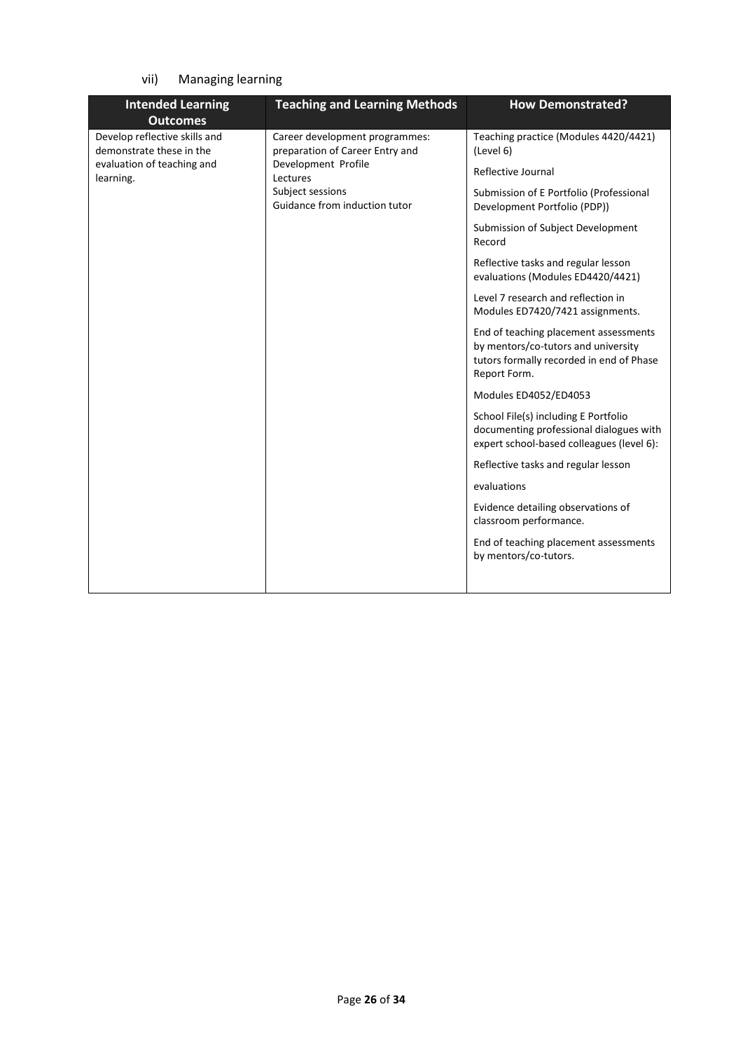## vii) Managing learning

| Intended Learning Outcomes | Teaching and Learning Methods | How Demonstrated? |
| --- | --- | --- |
| Develop reflective skills and demonstrate these in the evaluation of teaching and learning. | Career development programmes: preparation of Career Entry and Development Profile<br>Lectures<br>Subject sessions<br>Guidance from induction tutor | Teaching practice (Modules 4420/4421) (Level 6)<br><br>Reflective Journal<br><br>Submission of E Portfolio (Professional Development Portfolio (PDP))<br><br>Submission of Subject Development Record<br><br>Reflective tasks and regular lesson evaluations (Modules ED4420/4421)<br><br>Level 7 research and reflection in Modules ED7420/7421 assignments.<br><br>End of teaching placement assessments by mentors/co-tutors and university tutors formally recorded in end of Phase Report Form.<br><br>Modules ED4052/ED4053<br><br>School File(s) including E Portfolio documenting professional dialogues with expert school-based colleagues (level 6):<br><br>Reflective tasks and regular lesson<br><br>evaluations<br><br>Evidence detailing observations of classroom performance.<br><br>End of teaching placement assessments by mentors/co-tutors. |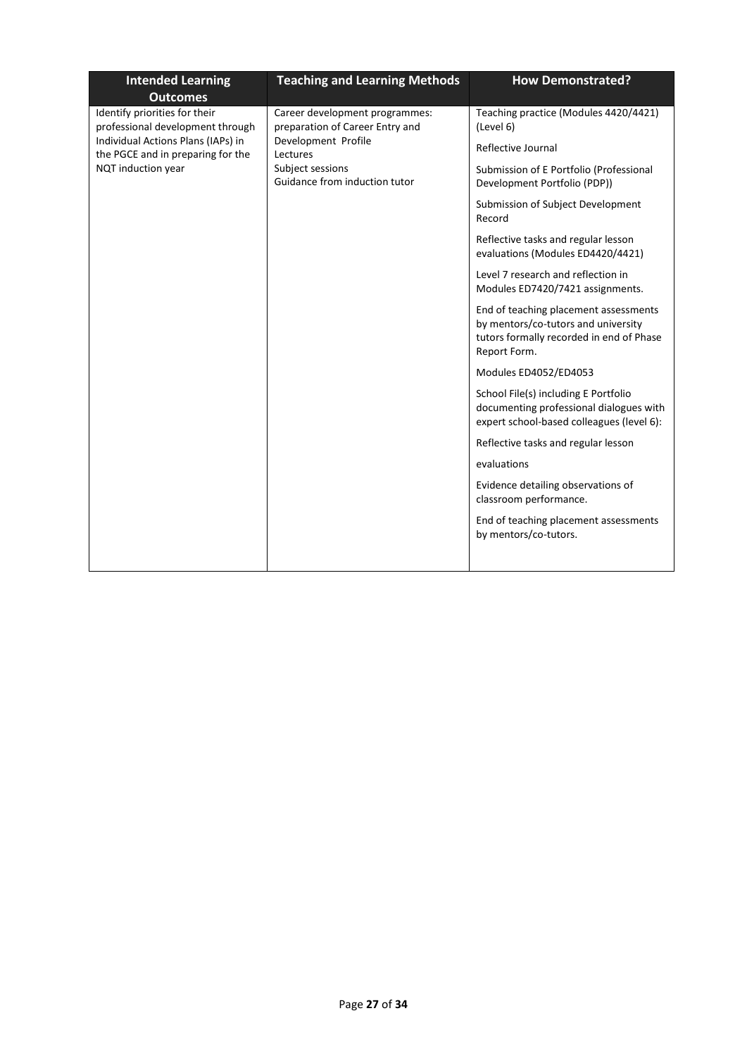| Intended Learning Outcomes | Teaching and Learning Methods | How Demonstrated? |
|---|---|---|
| Identify priorities for their professional development through Individual Actions Plans (IAPs) in the PGCE and in preparing for the NQT induction year | Career development programmes: preparation of Career Entry and Development Profile<br>Lectures<br>Subject sessions<br>Guidance from induction tutor | Teaching practice (Modules 4420/4421) (Level 6)<br><br>Reflective Journal<br><br>Submission of E Portfolio (Professional Development Portfolio (PDP))<br><br>Submission of Subject Development Record<br><br>Reflective tasks and regular lesson evaluations (Modules ED4420/4421)<br><br>Level 7 research and reflection in Modules ED7420/7421 assignments.<br><br>End of teaching placement assessments by mentors/co-tutors and university tutors formally recorded in end of Phase Report Form.<br><br>Modules ED4052/ED4053<br><br>School File(s) including E Portfolio documenting professional dialogues with expert school-based colleagues (level 6):<br><br>Reflective tasks and regular lesson<br><br>evaluations<br><br>Evidence detailing observations of classroom performance.<br><br>End of teaching placement assessments by mentors/co-tutors. |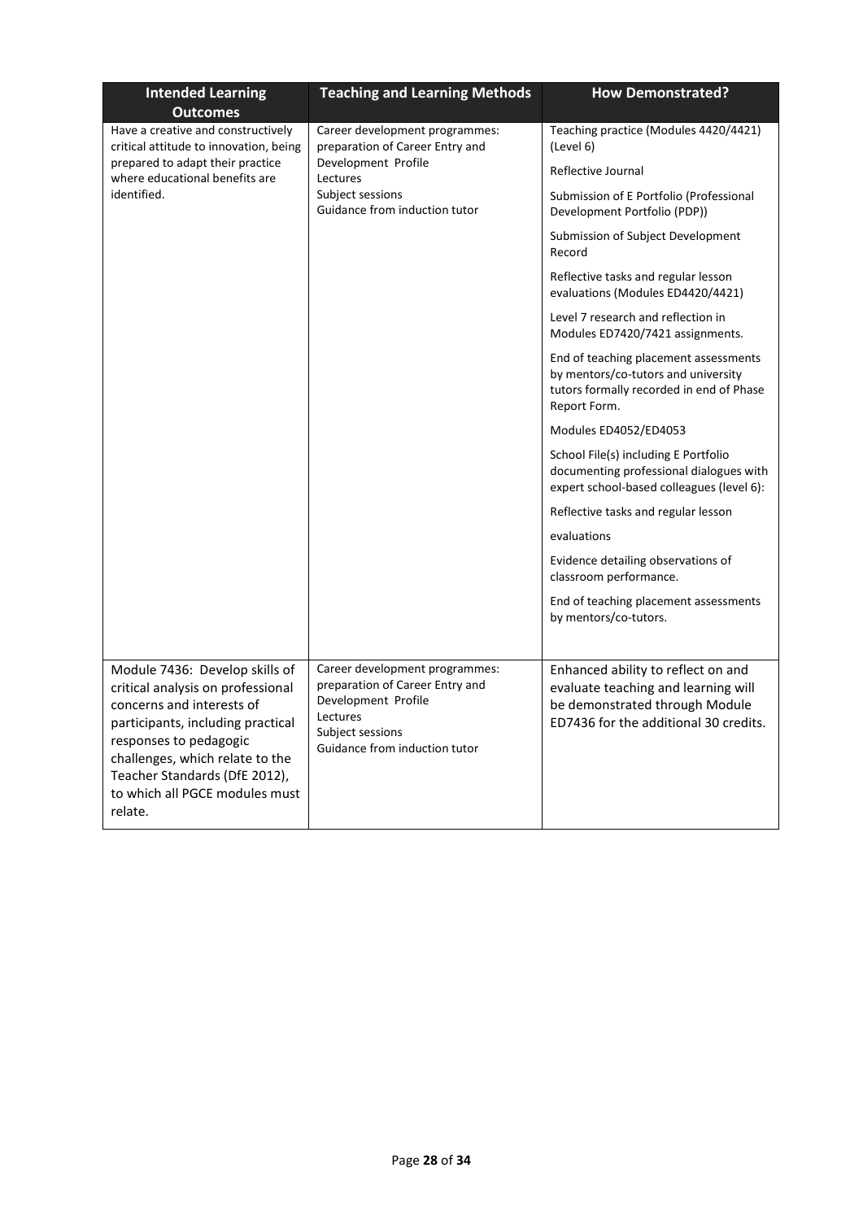| Intended Learning Outcomes | Teaching and Learning Methods | How Demonstrated? |
| --- | --- | --- |
| Have a creative and constructively critical attitude to innovation, being prepared to adapt their practice where educational benefits are identified. | Career development programmes: preparation of Career Entry and Development Profile<br>Lectures<br>Subject sessions<br>Guidance from induction tutor | Teaching practice (Modules 4420/4421) (Level 6)<br><br>Reflective Journal<br><br>Submission of E Portfolio (Professional Development Portfolio (PDP))<br><br>Submission of Subject Development Record<br><br>Reflective tasks and regular lesson evaluations (Modules ED4420/4421)<br><br>Level 7 research and reflection in Modules ED7420/7421 assignments.<br><br>End of teaching placement assessments by mentors/co-tutors and university tutors formally recorded in end of Phase Report Form.<br><br>Modules ED4052/ED4053<br><br>School File(s) including E Portfolio documenting professional dialogues with expert school-based colleagues (level 6):<br><br>Reflective tasks and regular lesson<br><br>evaluations<br><br>Evidence detailing observations of classroom performance.<br><br>End of teaching placement assessments by mentors/co-tutors. |
| Module 7436: Develop skills of critical analysis on professional concerns and interests of participants, including practical responses to pedagogic challenges, which relate to the Teacher Standards (DfE 2012), to which all PGCE modules must relate. | Career development programmes: preparation of Career Entry and Development Profile<br>Lectures<br>Subject sessions<br>Guidance from induction tutor | Enhanced ability to reflect on and evaluate teaching and learning will be demonstrated through Module ED7436 for the additional 30 credits. |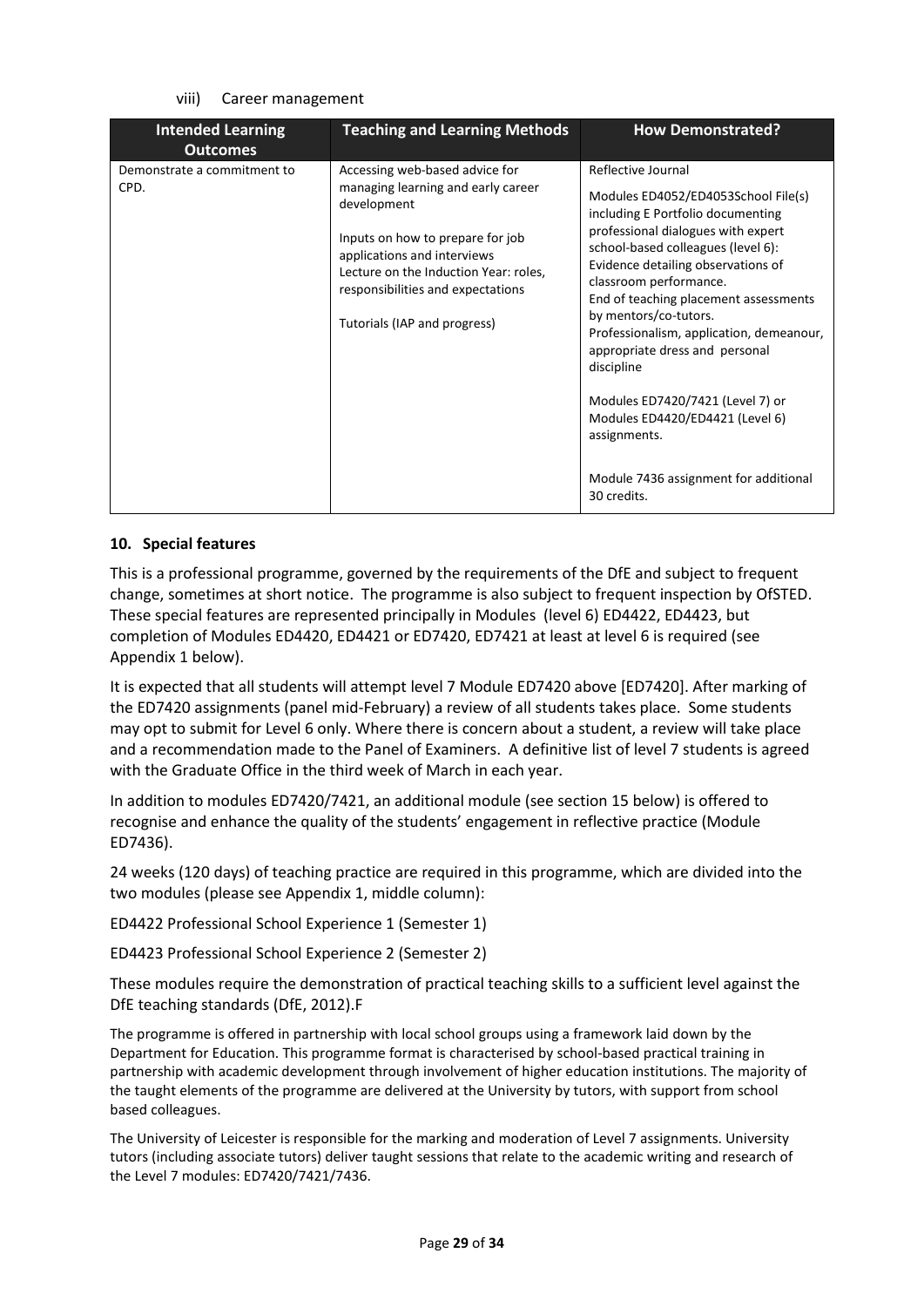viii) Career management

| Intended Learning Outcomes | Teaching and Learning Methods | How Demonstrated? |
|---|---|---|
| Demonstrate a commitment to CPD. | Accessing web-based advice for managing learning and early career development<br><br>Inputs on how to prepare for job applications and interviews<br>Lecture on the Induction Year: roles, responsibilities and expectations<br><br>Tutorials (IAP and progress) | Reflective Journal<br><br>Modules ED4052/ED4053School File(s) including E Portfolio documenting professional dialogues with expert school-based colleagues (level 6): Evidence detailing observations of classroom performance.<br>End of teaching placement assessments by mentors/co-tutors.<br>Professionalism, application, demeanour, appropriate dress and personal discipline<br><br>Modules ED7420/7421 (Level 7) or Modules ED4420/ED4421 (Level 6) assignments.<br><br>Module 7436 assignment for additional 30 credits. |

## 10. Special features

This is a professional programme, governed by the requirements of the DfE and subject to frequent change, sometimes at short notice. The programme is also subject to frequent inspection by OfSTED. These special features are represented principally in Modules (level 6) ED4422, ED4423, but completion of Modules ED4420, ED4421 or ED7420, ED7421 at least at level 6 is required (see Appendix 1 below).

It is expected that all students will attempt level 7 Module ED7420 above [ED7420]. After marking of the ED7420 assignments (panel mid-February) a review of all students takes place. Some students may opt to submit for Level 6 only. Where there is concern about a student, a review will take place and a recommendation made to the Panel of Examiners. A definitive list of level 7 students is agreed with the Graduate Office in the third week of March in each year.

In addition to modules ED7420/7421, an additional module (see section 15 below) is offered to recognise and enhance the quality of the students' engagement in reflective practice (Module ED7436).

24 weeks (120 days) of teaching practice are required in this programme, which are divided into the two modules (please see Appendix 1, middle column):

ED4422 Professional School Experience 1 (Semester 1)

ED4423 Professional School Experience 2 (Semester 2)

These modules require the demonstration of practical teaching skills to a sufficient level against the DfE teaching standards (DfE, 2012).F

The programme is offered in partnership with local school groups using a framework laid down by the Department for Education. This programme format is characterised by school-based practical training in partnership with academic development through involvement of higher education institutions. The majority of the taught elements of the programme are delivered at the University by tutors, with support from school based colleagues.

The University of Leicester is responsible for the marking and moderation of Level 7 assignments. University tutors (including associate tutors) deliver taught sessions that relate to the academic writing and research of the Level 7 modules: ED7420/7421/7436.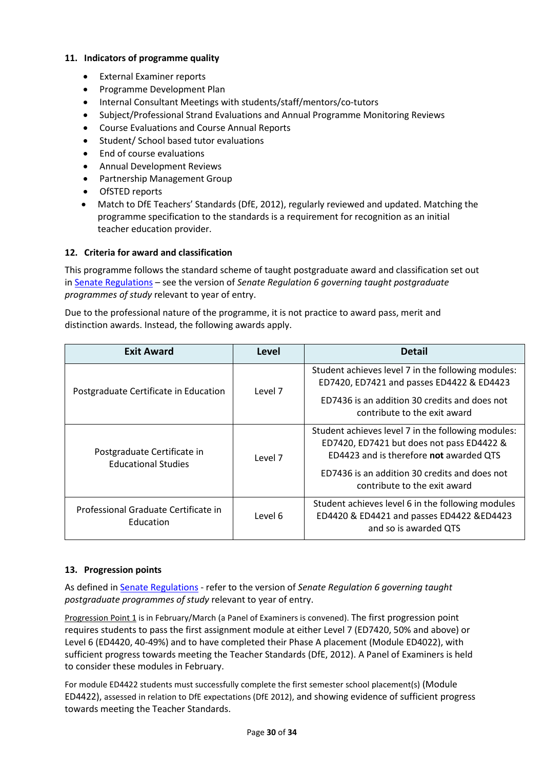## 11. Indicators of programme quality

- External Examiner reports
- Programme Development Plan
- Internal Consultant Meetings with students/staff/mentors/co-tutors
- Subject/Professional Strand Evaluations and Annual Programme Monitoring Reviews
- Course Evaluations and Course Annual Reports
- Student/ School based tutor evaluations
- End of course evaluations
- Annual Development Reviews
- Partnership Management Group
- OfSTED reports
- Match to DfE Teachers' Standards (DfE, 2012), regularly reviewed and updated. Matching the programme specification to the standards is a requirement for recognition as an initial teacher education provider.

## 12. Criteria for award and classification

This programme follows the standard scheme of taught postgraduate award and classification set out in Senate Regulations – see the version of *Senate Regulation 6 governing taught postgraduate programmes of study* relevant to year of entry.

Due to the professional nature of the programme, it is not practice to award pass, merit and distinction awards. Instead, the following awards apply.

| Exit Award | Level | Detail |
|---|---|---|
| Postgraduate Certificate in Education | Level 7 | Student achieves level 7 in the following modules: ED7420, ED7421 and passes ED4422 & ED4423<br><br>ED7436 is an addition 30 credits and does not contribute to the exit award |
| Postgraduate Certificate in Educational Studies | Level 7 | Student achieves level 7 in the following modules: ED7420, ED7421 but does not pass ED4422 & ED4423 and is therefore **not** awarded QTS<br><br>ED7436 is an addition 30 credits and does not contribute to the exit award |
| Professional Graduate Certificate in Education | Level 6 | Student achieves level 6 in the following modules ED4420 & ED4421 and passes ED4422 &ED4423 and so is awarded QTS |

## 13. Progression points

As defined in Senate Regulations - refer to the version of *Senate Regulation 6 governing taught postgraduate programmes of study* relevant to year of entry.

Progression Point 1 is in February/March (a Panel of Examiners is convened). The first progression point requires students to pass the first assignment module at either Level 7 (ED7420, 50% and above) or Level 6 (ED4420, 40-49%) and to have completed their Phase A placement (Module ED4022), with sufficient progress towards meeting the Teacher Standards (DfE, 2012). A Panel of Examiners is held to consider these modules in February.

For module ED4422 students must successfully complete the first semester school placement(s) (Module ED4422), assessed in relation to DfE expectations (DfE 2012), and showing evidence of sufficient progress towards meeting the Teacher Standards.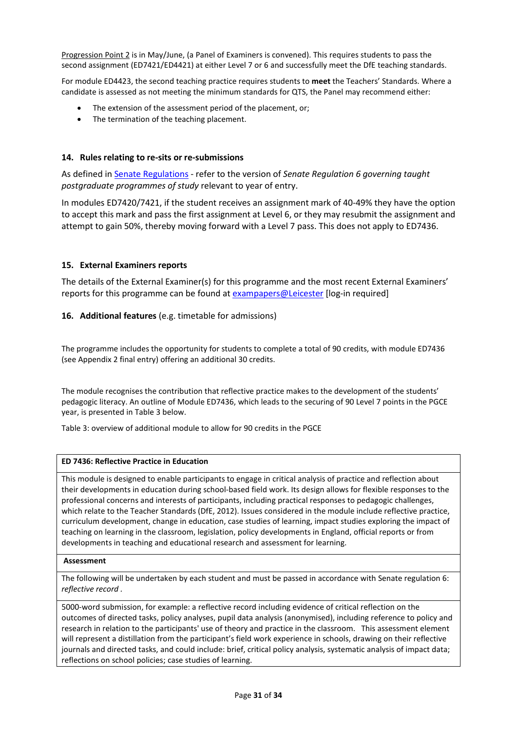Progression Point 2 is in May/June, (a Panel of Examiners is convened). This requires students to pass the second assignment (ED7421/ED4421) at either Level 7 or 6 and successfully meet the DfE teaching standards.

For module ED4423, the second teaching practice requires students to **meet** the Teachers' Standards. Where a candidate is assessed as not meeting the minimum standards for QTS, the Panel may recommend either:

- The extension of the assessment period of the placement, or;
- The termination of the teaching placement.

## 14. Rules relating to re-sits or re-submissions

As defined in Senate Regulations - refer to the version of *Senate Regulation 6 governing taught postgraduate programmes of study* relevant to year of entry.

In modules ED7420/7421, if the student receives an assignment mark of 40-49% they have the option to accept this mark and pass the first assignment at Level 6, or they may resubmit the assignment and attempt to gain 50%, thereby moving forward with a Level 7 pass. This does not apply to ED7436.

## 15. External Examiners reports

The details of the External Examiner(s) for this programme and the most recent External Examiners' reports for this programme can be found at exampapers@Leicester [log-in required]

## 16. Additional features (e.g. timetable for admissions)

The programme includes the opportunity for students to complete a total of 90 credits, with module ED7436 (see Appendix 2 final entry) offering an additional 30 credits.

The module recognises the contribution that reflective practice makes to the development of the students' pedagogic literacy. An outline of Module ED7436, which leads to the securing of 90 Level 7 points in the PGCE year, is presented in Table 3 below.

Table 3: overview of additional module to allow for 90 credits in the PGCE

| **ED 7436: Reflective Practice in Education** |
|---|
| This module is designed to enable participants to engage in critical analysis of practice and reflection about their developments in education during school-based field work. Its design allows for flexible responses to the professional concerns and interests of participants, including practical responses to pedagogic challenges, which relate to the Teacher Standards (DfE, 2012). Issues considered in the module include reflective practice, curriculum development, change in education, case studies of learning, impact studies exploring the impact of teaching on learning in the classroom, legislation, policy developments in England, official reports or from developments in teaching and educational research and assessment for learning. |
| **Assessment** |
| The following will be undertaken by each student and must be passed in accordance with Senate regulation 6: *reflective record* . |
| 5000-word submission, for example: a reflective record including evidence of critical reflection on the outcomes of directed tasks, policy analyses, pupil data analysis (anonymised), including reference to policy and research in relation to the participants' use of theory and practice in the classroom. This assessment element will represent a distillation from the participant's field work experience in schools, drawing on their reflective journals and directed tasks, and could include: brief, critical policy analysis, systematic analysis of impact data; reflections on school policies; case studies of learning. |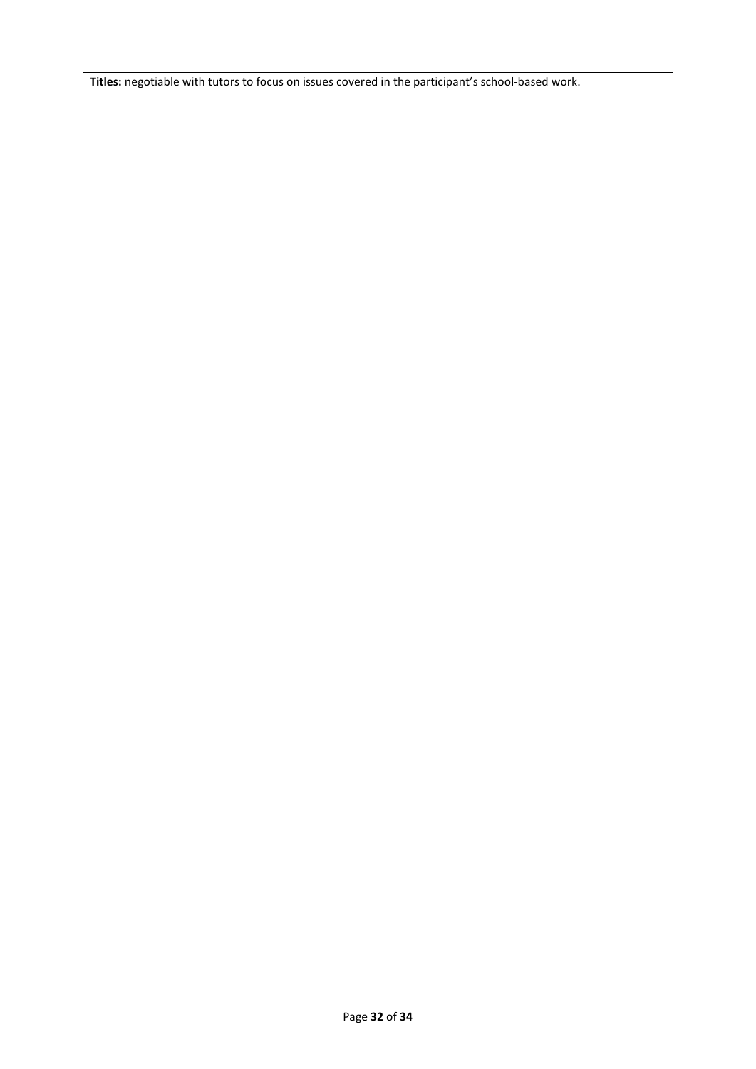**Titles:** negotiable with tutors to focus on issues covered in the participant's school-based work.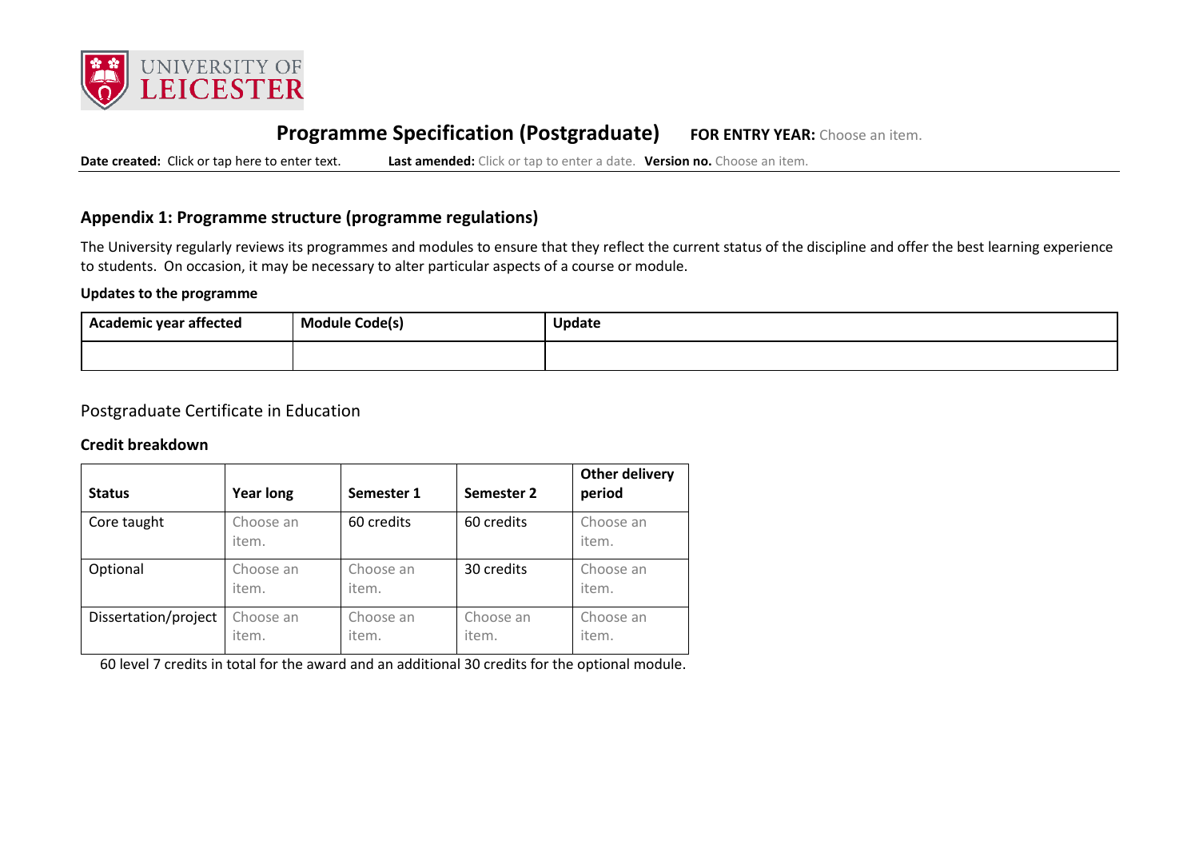## Programme Specification (Postgraduate) **FOR ENTRY YEAR:** Choose an item.

**Date created:** Click or tap here to enter text. **Last amended:** Click or tap to enter a date. **Version no.** Choose an item.

### Appendix 1: Programme structure (programme regulations)

The University regularly reviews its programmes and modules to ensure that they reflect the current status of the discipline and offer the best learning experience to students. On occasion, it may be necessary to alter particular aspects of a course or module.

**Updates to the programme**

| Academic year affected | Module Code(s) | Update |
|---|---|---|
| | | |

Postgraduate Certificate in Education

**Credit breakdown**

| Status | Year long | Semester 1 | Semester 2 | Other delivery period |
|---|---|---|---|---|
| Core taught | Choose an item. | 60 credits | 60 credits | Choose an item. |
| Optional | Choose an item. | Choose an item. | 30 credits | Choose an item. |
| Dissertation/project | Choose an item. | Choose an item. | Choose an item. | Choose an item. |

60 level 7 credits in total for the award and an additional 30 credits for the optional module.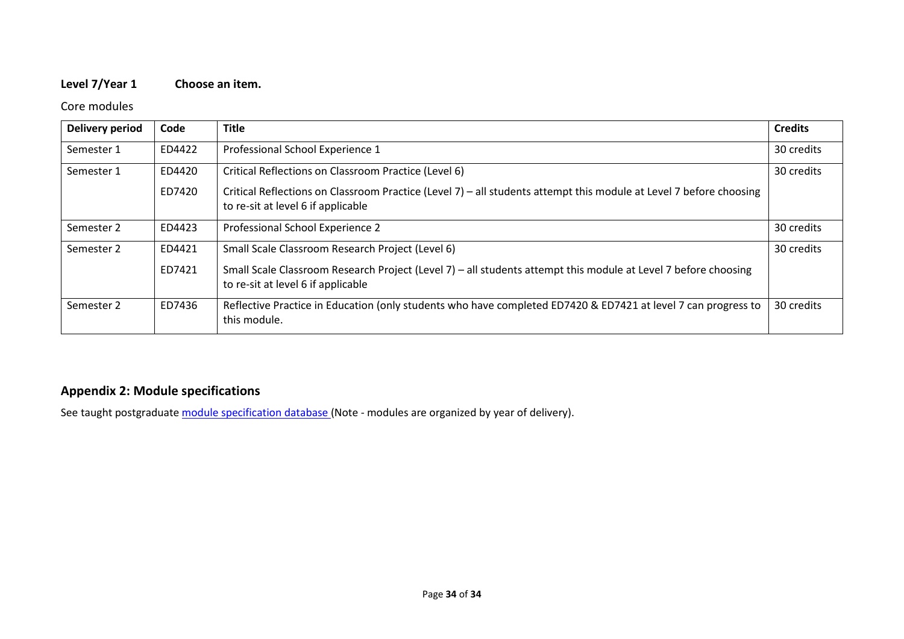**Level 7/Year 1 Choose an item.**

Core modules

| Delivery period | Code | Title | Credits |
|---|---|---|---|
| Semester 1 | ED4422 | Professional School Experience 1 | 30 credits |
| Semester 1 | ED4420<br>ED7420 | Critical Reflections on Classroom Practice (Level 6)<br>Critical Reflections on Classroom Practice (Level 7) – all students attempt this module at Level 7 before choosing to re-sit at level 6 if applicable | 30 credits |
| Semester 2 | ED4423 | Professional School Experience 2 | 30 credits |
| Semester 2 | ED4421<br>ED7421 | Small Scale Classroom Research Project (Level 6)<br>Small Scale Classroom Research Project (Level 7) – all students attempt this module at Level 7 before choosing to re-sit at level 6 if applicable | 30 credits |
| Semester 2 | ED7436 | Reflective Practice in Education (only students who have completed ED7420 & ED7421 at level 7 can progress to this module. | 30 credits |

## Appendix 2: Module specifications

See taught postgraduate module specification database (Note - modules are organized by year of delivery).